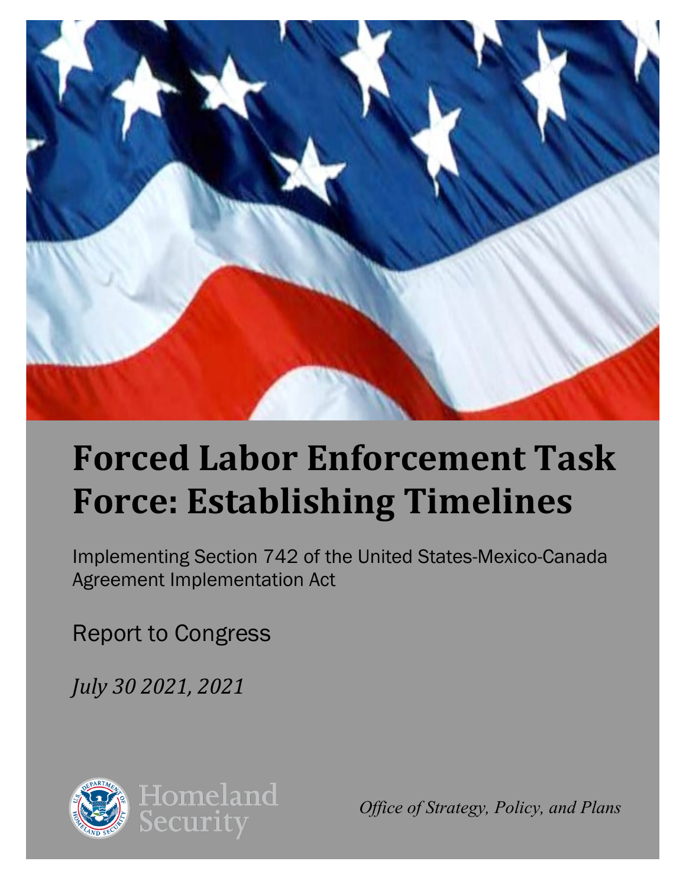# Forced Labor Enforcement Task Force: Establishing Timelines

Implementing Section 742 of the United States-Mexico-Canada Agreement Implementation Act

Report to Congress

*July 30 2021, 2021*

Homeland Security

*Office of Strategy, Policy, and Plans*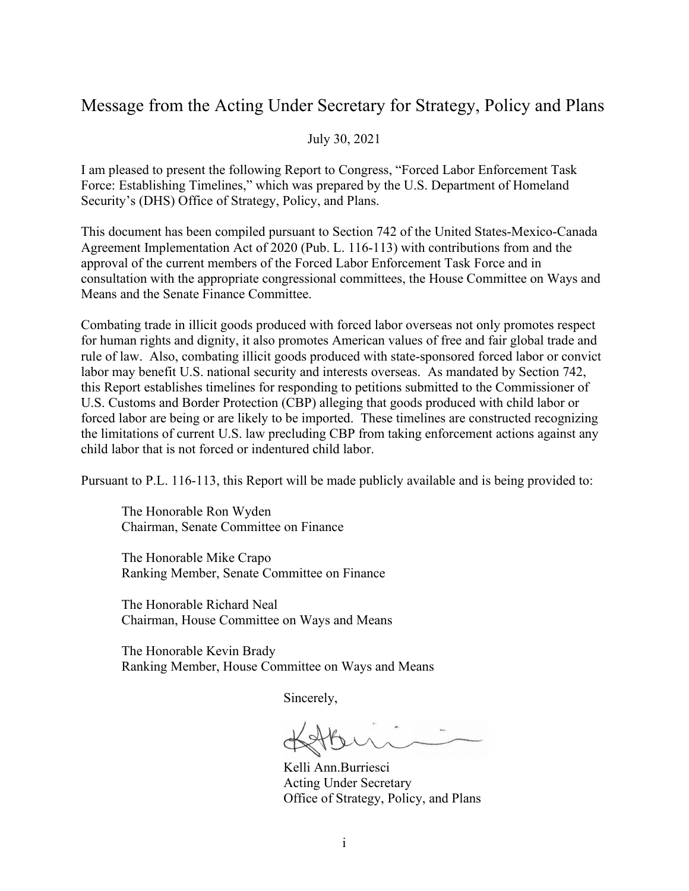# Message from the Acting Under Secretary for Strategy, Policy and Plans

July 30, 2021

I am pleased to present the following Report to Congress, "Forced Labor Enforcement Task Force: Establishing Timelines," which was prepared by the U.S. Department of Homeland Security's (DHS) Office of Strategy, Policy, and Plans.

This document has been compiled pursuant to Section 742 of the United States-Mexico-Canada Agreement Implementation Act of 2020 (Pub. L. 116-113) with contributions from and the approval of the current members of the Forced Labor Enforcement Task Force and in consultation with the appropriate congressional committees, the House Committee on Ways and Means and the Senate Finance Committee.

Combating trade in illicit goods produced with forced labor overseas not only promotes respect for human rights and dignity, it also promotes American values of free and fair global trade and rule of law. Also, combating illicit goods produced with state-sponsored forced labor or convict labor may benefit U.S. national security and interests overseas. As mandated by Section 742, this Report establishes timelines for responding to petitions submitted to the Commissioner of U.S. Customs and Border Protection (CBP) alleging that goods produced with child labor or forced labor are being or are likely to be imported. These timelines are constructed recognizing the limitations of current U.S. law precluding CBP from taking enforcement actions against any child labor that is not forced or indentured child labor.

Pursuant to P.L. 116-113, this Report will be made publicly available and is being provided to:

The Honorable Ron Wyden
Chairman, Senate Committee on Finance

The Honorable Mike Crapo
Ranking Member, Senate Committee on Finance

The Honorable Richard Neal
Chairman, House Committee on Ways and Means

The Honorable Kevin Brady
Ranking Member, House Committee on Ways and Means

Sincerely,

Kelli Ann.Burriesci
Acting Under Secretary
Office of Strategy, Policy, and Plans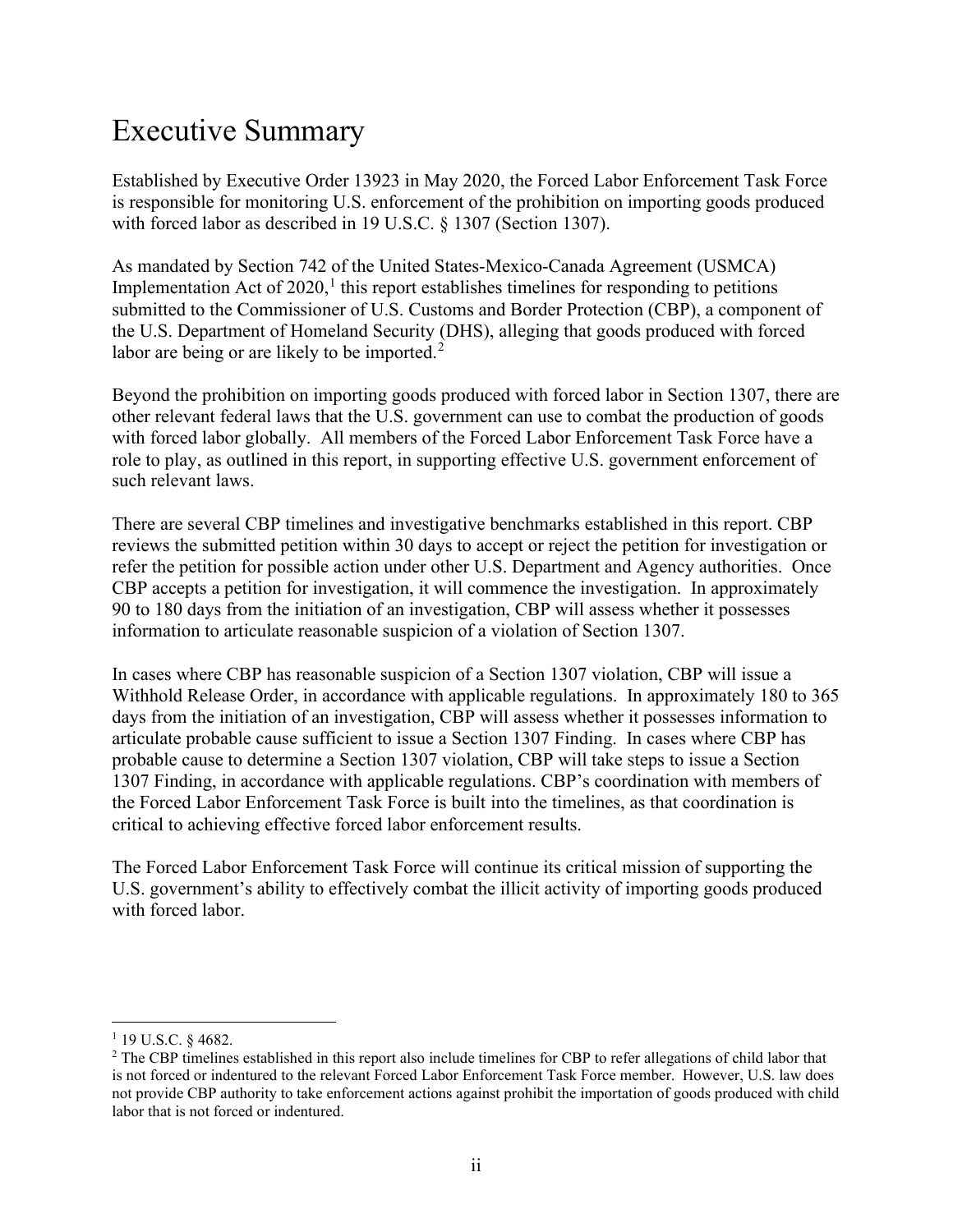# Executive Summary

Established by Executive Order 13923 in May 2020, the Forced Labor Enforcement Task Force is responsible for monitoring U.S. enforcement of the prohibition on importing goods produced with forced labor as described in 19 U.S.C. § 1307 (Section 1307).

As mandated by Section 742 of the United States-Mexico-Canada Agreement (USMCA) Implementation Act of 2020,[1] this report establishes timelines for responding to petitions submitted to the Commissioner of U.S. Customs and Border Protection (CBP), a component of the U.S. Department of Homeland Security (DHS), alleging that goods produced with forced labor are being or are likely to be imported.[2]

Beyond the prohibition on importing goods produced with forced labor in Section 1307, there are other relevant federal laws that the U.S. government can use to combat the production of goods with forced labor globally. All members of the Forced Labor Enforcement Task Force have a role to play, as outlined in this report, in supporting effective U.S. government enforcement of such relevant laws.

There are several CBP timelines and investigative benchmarks established in this report. CBP reviews the submitted petition within 30 days to accept or reject the petition for investigation or refer the petition for possible action under other U.S. Department and Agency authorities. Once CBP accepts a petition for investigation, it will commence the investigation. In approximately 90 to 180 days from the initiation of an investigation, CBP will assess whether it possesses information to articulate reasonable suspicion of a violation of Section 1307.

In cases where CBP has reasonable suspicion of a Section 1307 violation, CBP will issue a Withhold Release Order, in accordance with applicable regulations. In approximately 180 to 365 days from the initiation of an investigation, CBP will assess whether it possesses information to articulate probable cause sufficient to issue a Section 1307 Finding. In cases where CBP has probable cause to determine a Section 1307 violation, CBP will take steps to issue a Section 1307 Finding, in accordance with applicable regulations. CBP's coordination with members of the Forced Labor Enforcement Task Force is built into the timelines, as that coordination is critical to achieving effective forced labor enforcement results.

The Forced Labor Enforcement Task Force will continue its critical mission of supporting the U.S. government's ability to effectively combat the illicit activity of importing goods produced with forced labor.

---

[1] 19 U.S.C. § 4682.

[2] The CBP timelines established in this report also include timelines for CBP to refer allegations of child labor that is not forced or indentured to the relevant Forced Labor Enforcement Task Force member. However, U.S. law does not provide CBP authority to take enforcement actions against prohibit the importation of goods produced with child labor that is not forced or indentured.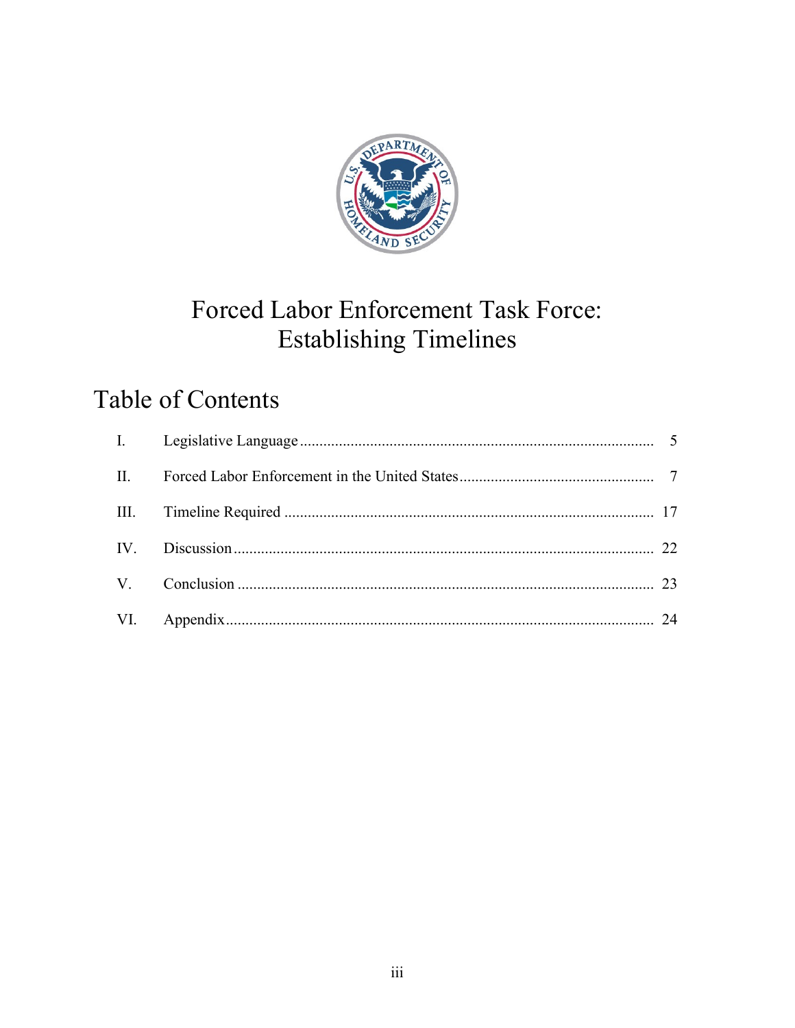# Forced Labor Enforcement Task Force: Establishing Timelines

## Table of Contents

| | | |
|---|---|---|
| I. | Legislative Language | 5 |
| II. | Forced Labor Enforcement in the United States | 7 |
| III. | Timeline Required | 17 |
| IV. | Discussion | 22 |
| V. | Conclusion | 23 |
| VI. | Appendix | 24 |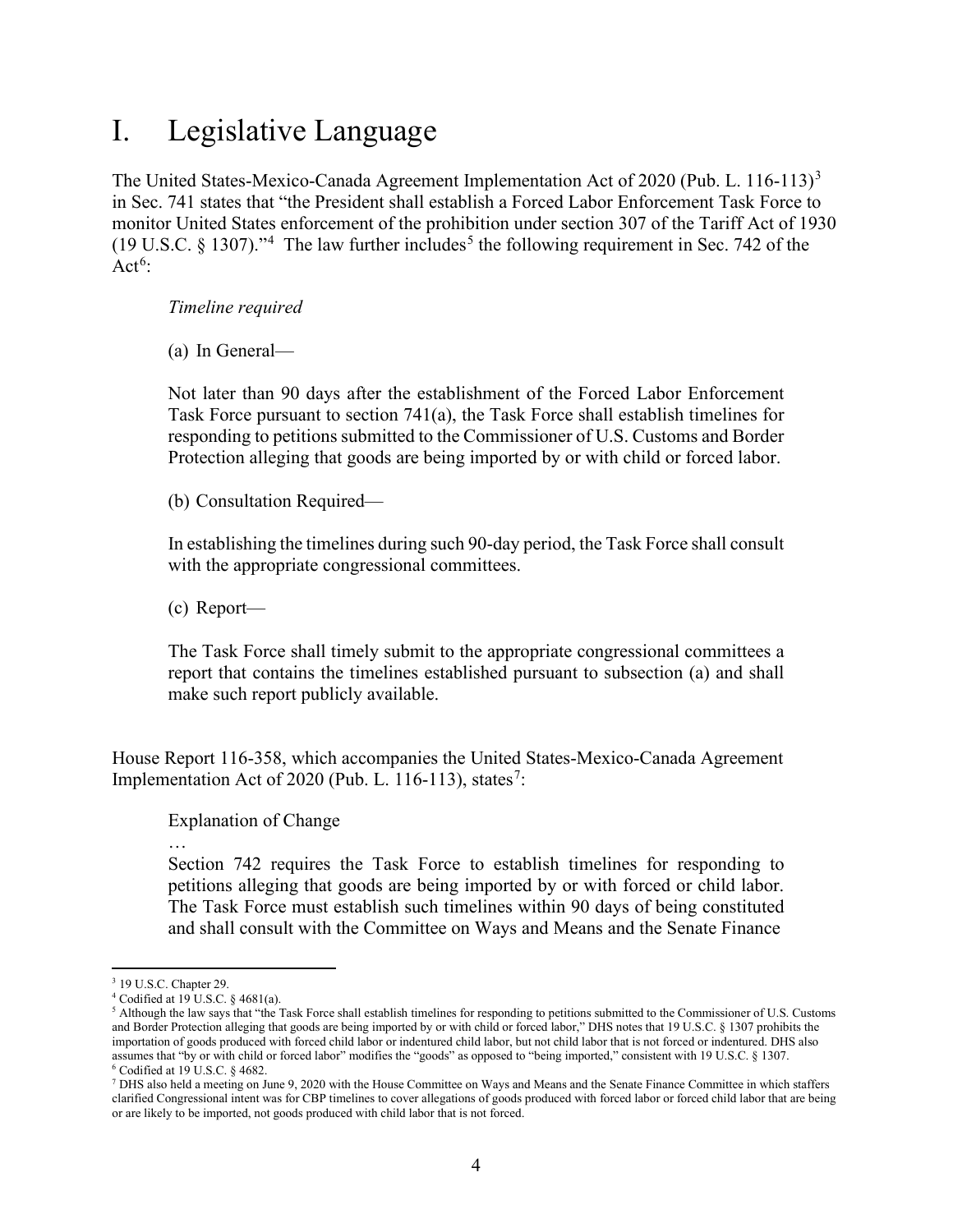# I. Legislative Language

The United States-Mexico-Canada Agreement Implementation Act of 2020 (Pub. L. 116-113)[3] in Sec. 741 states that "the President shall establish a Forced Labor Enforcement Task Force to monitor United States enforcement of the prohibition under section 307 of the Tariff Act of 1930 (19 U.S.C. § 1307)."[4] The law further includes[5] the following requirement in Sec. 742 of the Act[6]:

> *Timeline required*
>
> (a) In General—
>
> Not later than 90 days after the establishment of the Forced Labor Enforcement Task Force pursuant to section 741(a), the Task Force shall establish timelines for responding to petitions submitted to the Commissioner of U.S. Customs and Border Protection alleging that goods are being imported by or with child or forced labor.
>
> (b) Consultation Required—
>
> In establishing the timelines during such 90-day period, the Task Force shall consult with the appropriate congressional committees.
>
> (c) Report—
>
> The Task Force shall timely submit to the appropriate congressional committees a report that contains the timelines established pursuant to subsection (a) and shall make such report publicly available.

House Report 116-358, which accompanies the United States-Mexico-Canada Agreement Implementation Act of 2020 (Pub. L. 116-113), states[7]:

> Explanation of Change
>
> …
>
> Section 742 requires the Task Force to establish timelines for responding to petitions alleging that goods are being imported by or with forced or child labor. The Task Force must establish such timelines within 90 days of being constituted and shall consult with the Committee on Ways and Means and the Senate Finance

---

[3] 19 U.S.C. Chapter 29.

[4] Codified at 19 U.S.C. § 4681(a).

[5] Although the law says that "the Task Force shall establish timelines for responding to petitions submitted to the Commissioner of U.S. Customs and Border Protection alleging that goods are being imported by or with child or forced labor," DHS notes that 19 U.S.C. § 1307 prohibits the importation of goods produced with forced child labor or indentured child labor, but not child labor that is not forced or indentured. DHS also assumes that "by or with child or forced labor" modifies the "goods" as opposed to "being imported," consistent with 19 U.S.C. § 1307.

[6] Codified at 19 U.S.C. § 4682.

[7] DHS also held a meeting on June 9, 2020 with the House Committee on Ways and Means and the Senate Finance Committee in which staffers clarified Congressional intent was for CBP timelines to cover allegations of goods produced with forced labor or forced child labor that are being or are likely to be imported, not goods produced with child labor that is not forced.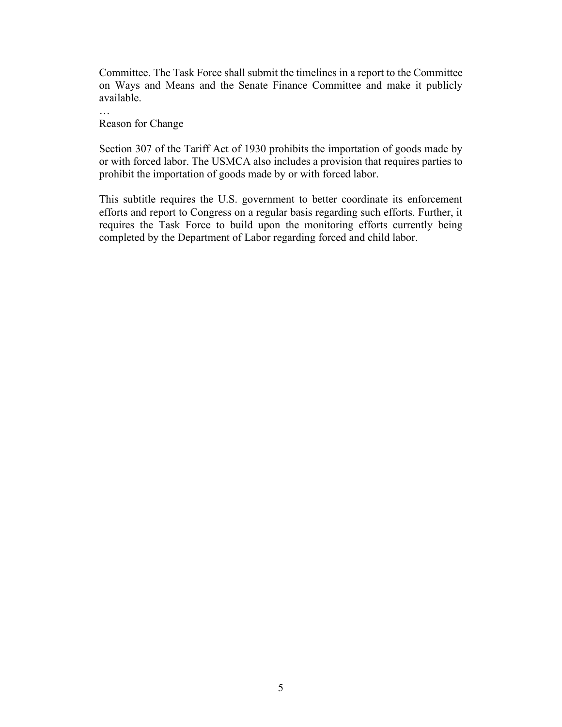Committee. The Task Force shall submit the timelines in a report to the Committee on Ways and Means and the Senate Finance Committee and make it publicly available.

…

Reason for Change

Section 307 of the Tariff Act of 1930 prohibits the importation of goods made by or with forced labor. The USMCA also includes a provision that requires parties to prohibit the importation of goods made by or with forced labor.

This subtitle requires the U.S. government to better coordinate its enforcement efforts and report to Congress on a regular basis regarding such efforts. Further, it requires the Task Force to build upon the monitoring efforts currently being completed by the Department of Labor regarding forced and child labor.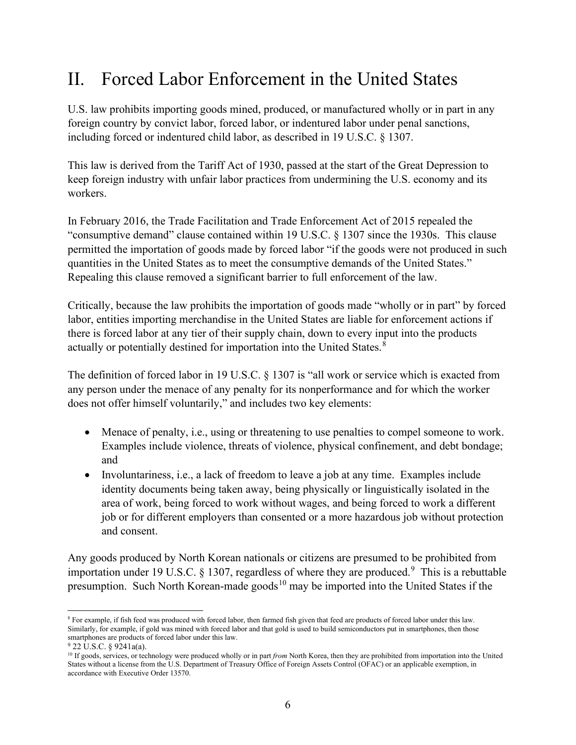# II. Forced Labor Enforcement in the United States

U.S. law prohibits importing goods mined, produced, or manufactured wholly or in part in any foreign country by convict labor, forced labor, or indentured labor under penal sanctions, including forced or indentured child labor, as described in 19 U.S.C. § 1307.

This law is derived from the Tariff Act of 1930, passed at the start of the Great Depression to keep foreign industry with unfair labor practices from undermining the U.S. economy and its workers.

In February 2016, the Trade Facilitation and Trade Enforcement Act of 2015 repealed the "consumptive demand" clause contained within 19 U.S.C. § 1307 since the 1930s. This clause permitted the importation of goods made by forced labor "if the goods were not produced in such quantities in the United States as to meet the consumptive demands of the United States." Repealing this clause removed a significant barrier to full enforcement of the law.

Critically, because the law prohibits the importation of goods made "wholly or in part" by forced labor, entities importing merchandise in the United States are liable for enforcement actions if there is forced labor at any tier of their supply chain, down to every input into the products actually or potentially destined for importation into the United States.[8]

The definition of forced labor in 19 U.S.C. § 1307 is "all work or service which is exacted from any person under the menace of any penalty for its nonperformance and for which the worker does not offer himself voluntarily," and includes two key elements:

- Menace of penalty, i.e., using or threatening to use penalties to compel someone to work. Examples include violence, threats of violence, physical confinement, and debt bondage; and
- Involuntariness, i.e., a lack of freedom to leave a job at any time. Examples include identity documents being taken away, being physically or linguistically isolated in the area of work, being forced to work without wages, and being forced to work a different job or for different employers than consented or a more hazardous job without protection and consent.

Any goods produced by North Korean nationals or citizens are presumed to be prohibited from importation under 19 U.S.C. § 1307, regardless of where they are produced.[9] This is a rebuttable presumption. Such North Korean-made goods[10] may be imported into the United States if the

[8] For example, if fish feed was produced with forced labor, then farmed fish given that feed are products of forced labor under this law. Similarly, for example, if gold was mined with forced labor and that gold is used to build semiconductors put in smartphones, then those smartphones are products of forced labor under this law.

[9] 22 U.S.C. § 9241a(a).

[10] If goods, services, or technology were produced wholly or in part *from* North Korea, then they are prohibited from importation into the United States without a license from the U.S. Department of Treasury Office of Foreign Assets Control (OFAC) or an applicable exemption, in accordance with Executive Order 13570.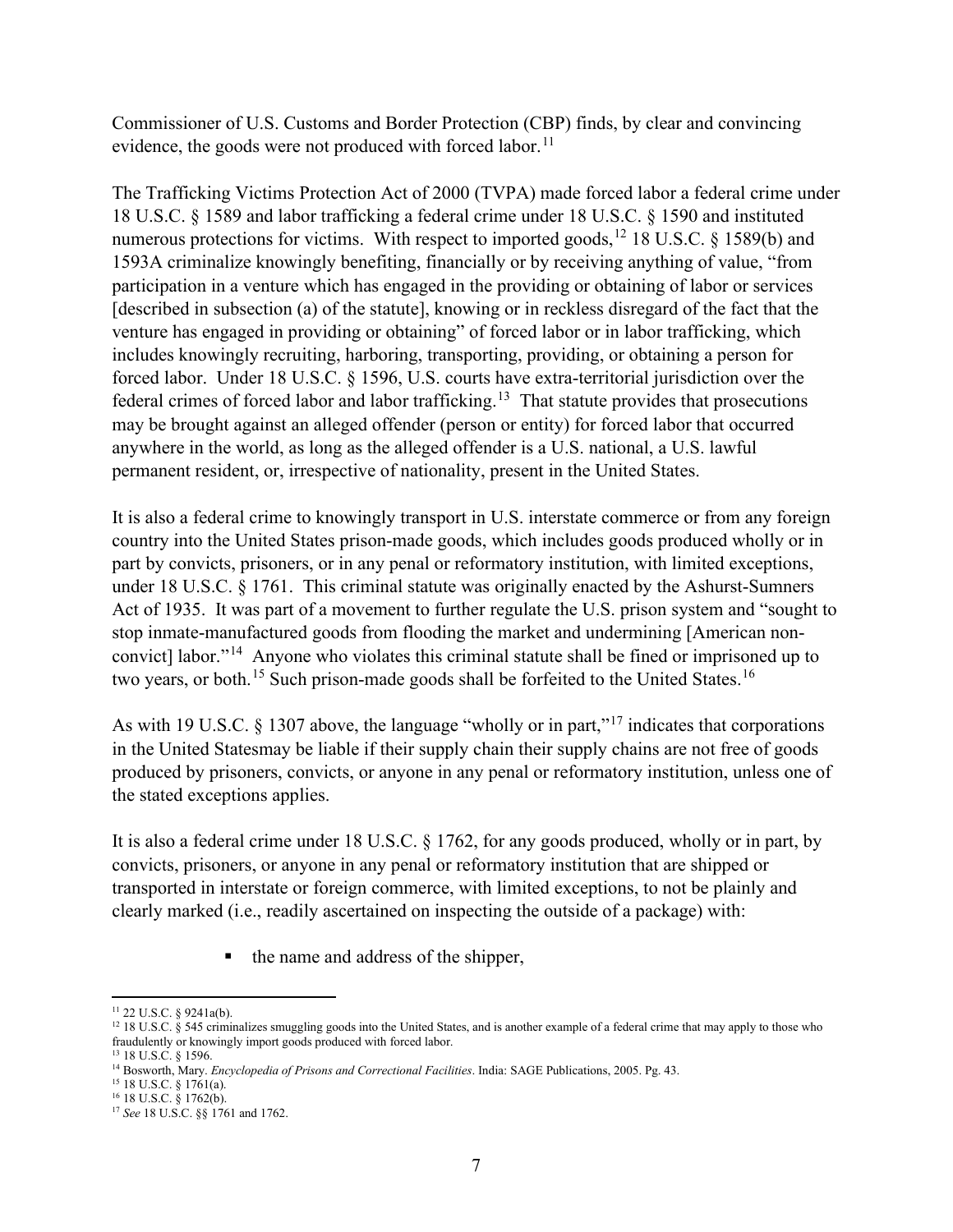Commissioner of U.S. Customs and Border Protection (CBP) finds, by clear and convincing evidence, the goods were not produced with forced labor.[11]

The Trafficking Victims Protection Act of 2000 (TVPA) made forced labor a federal crime under 18 U.S.C. § 1589 and labor trafficking a federal crime under 18 U.S.C. § 1590 and instituted numerous protections for victims. With respect to imported goods,[12] 18 U.S.C. § 1589(b) and 1593A criminalize knowingly benefiting, financially or by receiving anything of value, "from participation in a venture which has engaged in the providing or obtaining of labor or services [described in subsection (a) of the statute], knowing or in reckless disregard of the fact that the venture has engaged in providing or obtaining" of forced labor or in labor trafficking, which includes knowingly recruiting, harboring, transporting, providing, or obtaining a person for forced labor. Under 18 U.S.C. § 1596, U.S. courts have extra-territorial jurisdiction over the federal crimes of forced labor and labor trafficking.[13] That statute provides that prosecutions may be brought against an alleged offender (person or entity) for forced labor that occurred anywhere in the world, as long as the alleged offender is a U.S. national, a U.S. lawful permanent resident, or, irrespective of nationality, present in the United States.

It is also a federal crime to knowingly transport in U.S. interstate commerce or from any foreign country into the United States prison-made goods, which includes goods produced wholly or in part by convicts, prisoners, or in any penal or reformatory institution, with limited exceptions, under 18 U.S.C. § 1761. This criminal statute was originally enacted by the Ashurst-Sumners Act of 1935. It was part of a movement to further regulate the U.S. prison system and "sought to stop inmate-manufactured goods from flooding the market and undermining [American non-convict] labor."[14] Anyone who violates this criminal statute shall be fined or imprisoned up to two years, or both.[15] Such prison-made goods shall be forfeited to the United States.[16]

As with 19 U.S.C. § 1307 above, the language "wholly or in part,"[17] indicates that corporations in the United Statesmay be liable if their supply chain their supply chains are not free of goods produced by prisoners, convicts, or anyone in any penal or reformatory institution, unless one of the stated exceptions applies.

It is also a federal crime under 18 U.S.C. § 1762, for any goods produced, wholly or in part, by convicts, prisoners, or anyone in any penal or reformatory institution that are shipped or transported in interstate or foreign commerce, with limited exceptions, to not be plainly and clearly marked (i.e., readily ascertained on inspecting the outside of a package) with:

- the name and address of the shipper,

---

[11] 22 U.S.C. § 9241a(b).

[12] 18 U.S.C. § 545 criminalizes smuggling goods into the United States, and is another example of a federal crime that may apply to those who fraudulently or knowingly import goods produced with forced labor.

[13] 18 U.S.C. § 1596.

[14] Bosworth, Mary. *Encyclopedia of Prisons and Correctional Facilities*. India: SAGE Publications, 2005. Pg. 43.

[15] 18 U.S.C. § 1761(a).

[16] 18 U.S.C. § 1762(b).

[17] *See* 18 U.S.C. §§ 1761 and 1762.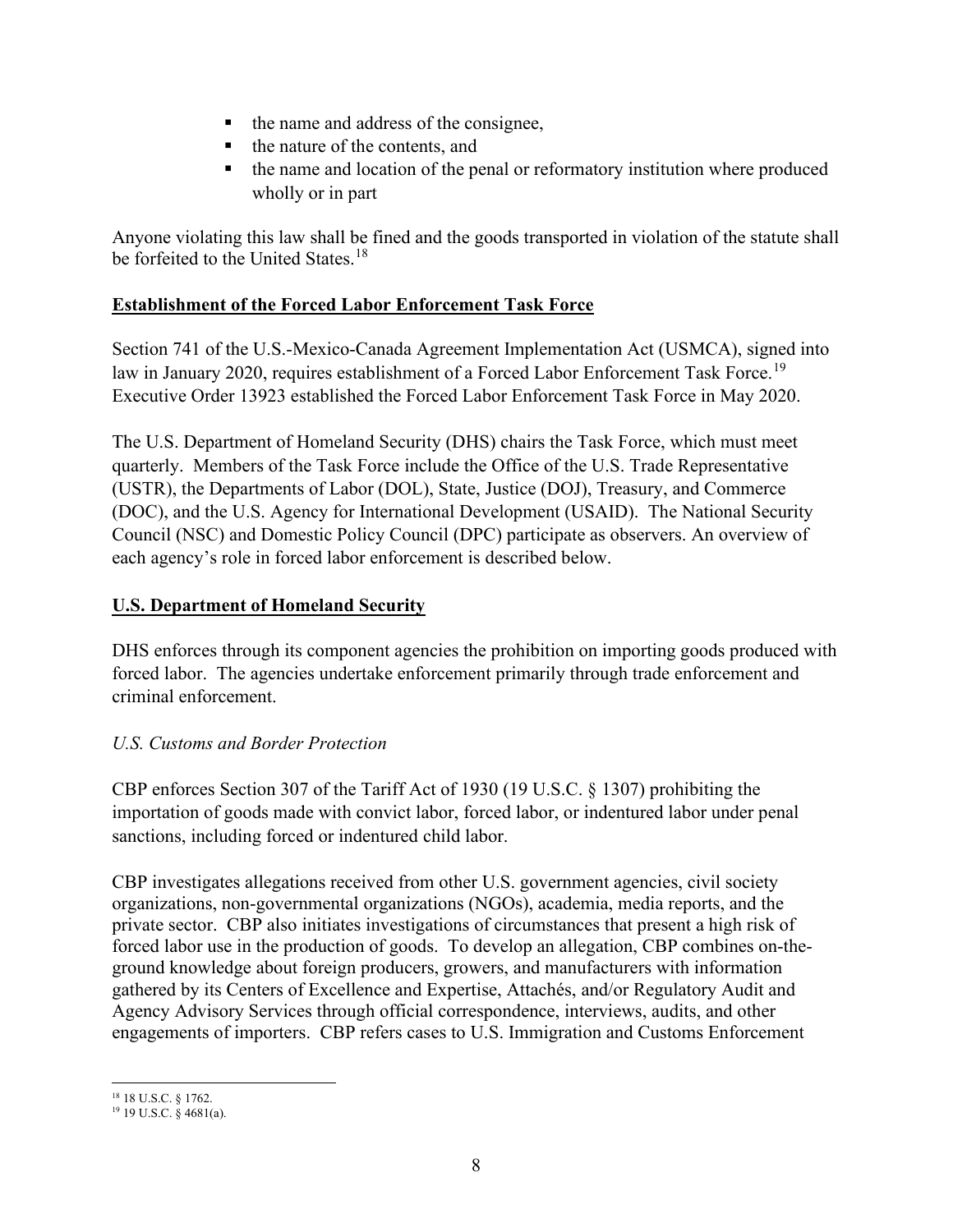- the name and address of the consignee,
- the nature of the contents, and
- the name and location of the penal or reformatory institution where produced wholly or in part

Anyone violating this law shall be fined and the goods transported in violation of the statute shall be forfeited to the United States.[18]

**Establishment of the Forced Labor Enforcement Task Force**

Section 741 of the U.S.-Mexico-Canada Agreement Implementation Act (USMCA), signed into law in January 2020, requires establishment of a Forced Labor Enforcement Task Force.[19] Executive Order 13923 established the Forced Labor Enforcement Task Force in May 2020.

The U.S. Department of Homeland Security (DHS) chairs the Task Force, which must meet quarterly. Members of the Task Force include the Office of the U.S. Trade Representative (USTR), the Departments of Labor (DOL), State, Justice (DOJ), Treasury, and Commerce (DOC), and the U.S. Agency for International Development (USAID). The National Security Council (NSC) and Domestic Policy Council (DPC) participate as observers. An overview of each agency's role in forced labor enforcement is described below.

**U.S. Department of Homeland Security**

DHS enforces through its component agencies the prohibition on importing goods produced with forced labor. The agencies undertake enforcement primarily through trade enforcement and criminal enforcement.

*U.S. Customs and Border Protection*

CBP enforces Section 307 of the Tariff Act of 1930 (19 U.S.C. § 1307) prohibiting the importation of goods made with convict labor, forced labor, or indentured labor under penal sanctions, including forced or indentured child labor.

CBP investigates allegations received from other U.S. government agencies, civil society organizations, non-governmental organizations (NGOs), academia, media reports, and the private sector. CBP also initiates investigations of circumstances that present a high risk of forced labor use in the production of goods. To develop an allegation, CBP combines on-the-ground knowledge about foreign producers, growers, and manufacturers with information gathered by its Centers of Excellence and Expertise, Attachés, and/or Regulatory Audit and Agency Advisory Services through official correspondence, interviews, audits, and other engagements of importers. CBP refers cases to U.S. Immigration and Customs Enforcement

[18] 18 U.S.C. § 1762.

[19] 19 U.S.C. § 4681(a).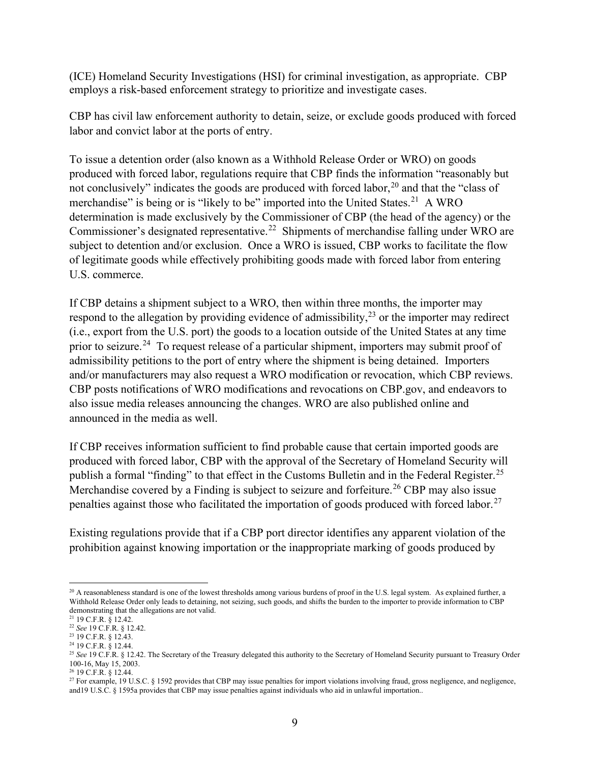(ICE) Homeland Security Investigations (HSI) for criminal investigation, as appropriate. CBP employs a risk-based enforcement strategy to prioritize and investigate cases.

CBP has civil law enforcement authority to detain, seize, or exclude goods produced with forced labor and convict labor at the ports of entry.

To issue a detention order (also known as a Withhold Release Order or WRO) on goods produced with forced labor, regulations require that CBP finds the information "reasonably but not conclusively" indicates the goods are produced with forced labor,[20] and that the "class of merchandise" is being or is "likely to be" imported into the United States.[21] A WRO determination is made exclusively by the Commissioner of CBP (the head of the agency) or the Commissioner's designated representative.[22] Shipments of merchandise falling under WRO are subject to detention and/or exclusion. Once a WRO is issued, CBP works to facilitate the flow of legitimate goods while effectively prohibiting goods made with forced labor from entering U.S. commerce.

If CBP detains a shipment subject to a WRO, then within three months, the importer may respond to the allegation by providing evidence of admissibility,[23] or the importer may redirect (i.e., export from the U.S. port) the goods to a location outside of the United States at any time prior to seizure.[24] To request release of a particular shipment, importers may submit proof of admissibility petitions to the port of entry where the shipment is being detained. Importers and/or manufacturers may also request a WRO modification or revocation, which CBP reviews. CBP posts notifications of WRO modifications and revocations on CBP.gov, and endeavors to also issue media releases announcing the changes. WRO are also published online and announced in the media as well.

If CBP receives information sufficient to find probable cause that certain imported goods are produced with forced labor, CBP with the approval of the Secretary of Homeland Security will publish a formal "finding" to that effect in the Customs Bulletin and in the Federal Register.[25] Merchandise covered by a Finding is subject to seizure and forfeiture.[26] CBP may also issue penalties against those who facilitated the importation of goods produced with forced labor.[27]

Existing regulations provide that if a CBP port director identifies any apparent violation of the prohibition against knowing importation or the inappropriate marking of goods produced by

---

[20] A reasonableness standard is one of the lowest thresholds among various burdens of proof in the U.S. legal system. As explained further, a Withhold Release Order only leads to detaining, not seizing, such goods, and shifts the burden to the importer to provide information to CBP demonstrating that the allegations are not valid.

[21] 19 C.F.R. § 12.42.

[22] *See* 19 C.F.R. § 12.42.

[23] 19 C.F.R. § 12.43.

[24] 19 C.F.R. § 12.44.

[25] *See* 19 C.F.R. § 12.42. The Secretary of the Treasury delegated this authority to the Secretary of Homeland Security pursuant to Treasury Order 100-16, May 15, 2003.

[26] 19 C.F.R. § 12.44.

[27] For example, 19 U.S.C. § 1592 provides that CBP may issue penalties for import violations involving fraud, gross negligence, and negligence, and19 U.S.C. § 1595a provides that CBP may issue penalties against individuals who aid in unlawful importation..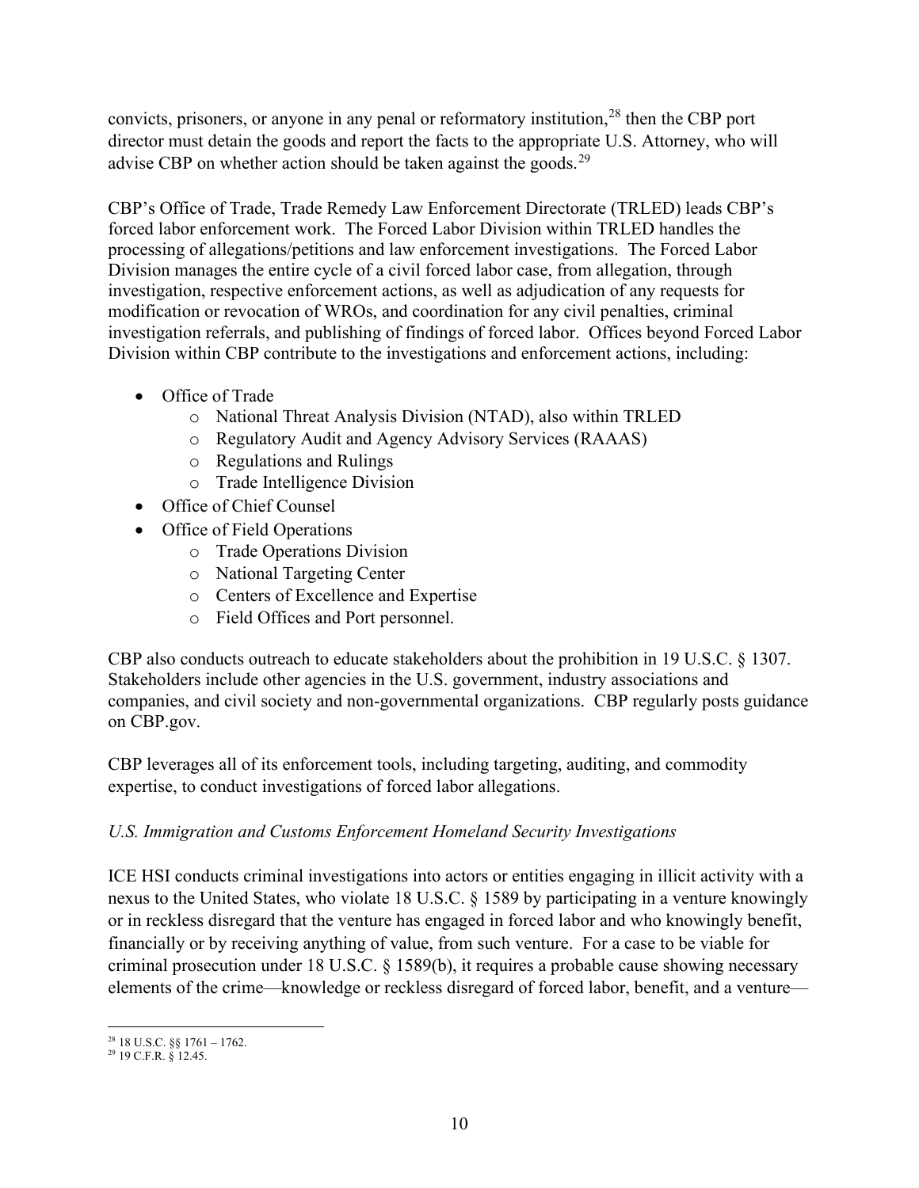convicts, prisoners, or anyone in any penal or reformatory institution,[28] then the CBP port director must detain the goods and report the facts to the appropriate U.S. Attorney, who will advise CBP on whether action should be taken against the goods.[29]

CBP's Office of Trade, Trade Remedy Law Enforcement Directorate (TRLED) leads CBP's forced labor enforcement work. The Forced Labor Division within TRLED handles the processing of allegations/petitions and law enforcement investigations. The Forced Labor Division manages the entire cycle of a civil forced labor case, from allegation, through investigation, respective enforcement actions, as well as adjudication of any requests for modification or revocation of WROs, and coordination for any civil penalties, criminal investigation referrals, and publishing of findings of forced labor. Offices beyond Forced Labor Division within CBP contribute to the investigations and enforcement actions, including:

- Office of Trade
  - National Threat Analysis Division (NTAD), also within TRLED
  - Regulatory Audit and Agency Advisory Services (RAAAS)
  - Regulations and Rulings
  - Trade Intelligence Division
- Office of Chief Counsel
- Office of Field Operations
  - Trade Operations Division
  - National Targeting Center
  - Centers of Excellence and Expertise
  - Field Offices and Port personnel.

CBP also conducts outreach to educate stakeholders about the prohibition in 19 U.S.C. § 1307. Stakeholders include other agencies in the U.S. government, industry associations and companies, and civil society and non-governmental organizations. CBP regularly posts guidance on CBP.gov.

CBP leverages all of its enforcement tools, including targeting, auditing, and commodity expertise, to conduct investigations of forced labor allegations.

*U.S. Immigration and Customs Enforcement Homeland Security Investigations*

ICE HSI conducts criminal investigations into actors or entities engaging in illicit activity with a nexus to the United States, who violate 18 U.S.C. § 1589 by participating in a venture knowingly or in reckless disregard that the venture has engaged in forced labor and who knowingly benefit, financially or by receiving anything of value, from such venture. For a case to be viable for criminal prosecution under 18 U.S.C. § 1589(b), it requires a probable cause showing necessary elements of the crime—knowledge or reckless disregard of forced labor, benefit, and a venture—

---

[28] 18 U.S.C. §§ 1761 – 1762.

[29] 19 C.F.R. § 12.45.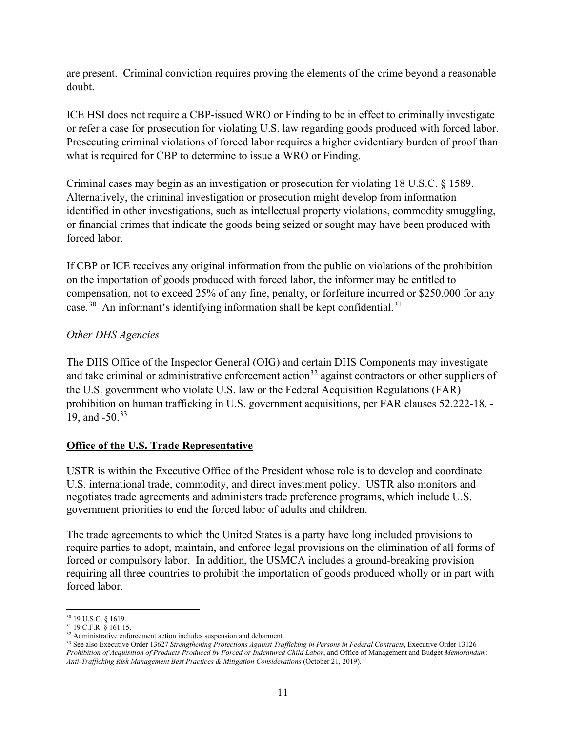are present. Criminal conviction requires proving the elements of the crime beyond a reasonable doubt.

ICE HSI does not require a CBP-issued WRO or Finding to be in effect to criminally investigate or refer a case for prosecution for violating U.S. law regarding goods produced with forced labor. Prosecuting criminal violations of forced labor requires a higher evidentiary burden of proof than what is required for CBP to determine to issue a WRO or Finding.

Criminal cases may begin as an investigation or prosecution for violating 18 U.S.C. § 1589. Alternatively, the criminal investigation or prosecution might develop from information identified in other investigations, such as intellectual property violations, commodity smuggling, or financial crimes that indicate the goods being seized or sought may have been produced with forced labor.

If CBP or ICE receives any original information from the public on violations of the prohibition on the importation of goods produced with forced labor, the informer may be entitled to compensation, not to exceed 25% of any fine, penalty, or forfeiture incurred or $250,000 for any case.[30] An informant's identifying information shall be kept confidential.[31]

*Other DHS Agencies*

The DHS Office of the Inspector General (OIG) and certain DHS Components may investigate and take criminal or administrative enforcement action[32] against contractors or other suppliers of the U.S. government who violate U.S. law or the Federal Acquisition Regulations (FAR) prohibition on human trafficking in U.S. government acquisitions, per FAR clauses 52.222-18, -19, and -50.[33]

## Office of the U.S. Trade Representative

USTR is within the Executive Office of the President whose role is to develop and coordinate U.S. international trade, commodity, and direct investment policy. USTR also monitors and negotiates trade agreements and administers trade preference programs, which include U.S. government priorities to end the forced labor of adults and children.

The trade agreements to which the United States is a party have long included provisions to require parties to adopt, maintain, and enforce legal provisions on the elimination of all forms of forced or compulsory labor. In addition, the USMCA includes a ground-breaking provision requiring all three countries to prohibit the importation of goods produced wholly or in part with forced labor.

---

[30] 19 U.S.C. § 1619.

[31] 19 C.F.R. § 161.15.

[32] Administrative enforcement action includes suspension and debarment.

[33] See also Executive Order 13627 *Strengthening Protections Against Trafficking in Persons in Federal Contracts*, Executive Order 13126 *Prohibition of Acquisition of Products Produced by Forced or Indentured Child Labor*, and Office of Management and Budget *Memorandum*: *Anti-Trafficking Risk Management Best Practices & Mitigation Considerations* (October 21, 2019).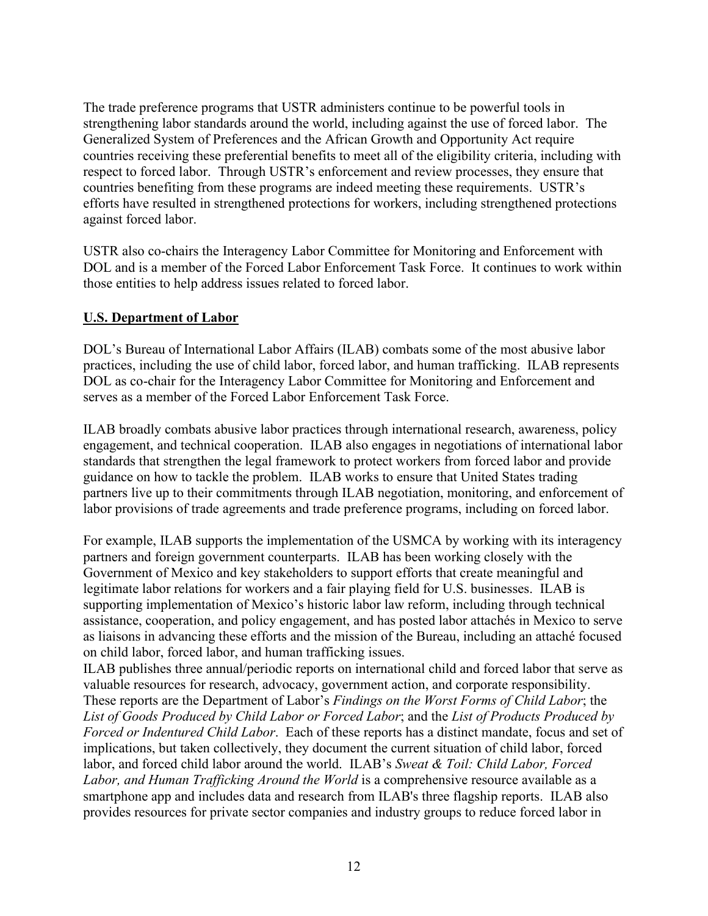The trade preference programs that USTR administers continue to be powerful tools in strengthening labor standards around the world, including against the use of forced labor. The Generalized System of Preferences and the African Growth and Opportunity Act require countries receiving these preferential benefits to meet all of the eligibility criteria, including with respect to forced labor. Through USTR's enforcement and review processes, they ensure that countries benefiting from these programs are indeed meeting these requirements. USTR's efforts have resulted in strengthened protections for workers, including strengthened protections against forced labor.

USTR also co-chairs the Interagency Labor Committee for Monitoring and Enforcement with DOL and is a member of the Forced Labor Enforcement Task Force. It continues to work within those entities to help address issues related to forced labor.

## U.S. Department of Labor

DOL's Bureau of International Labor Affairs (ILAB) combats some of the most abusive labor practices, including the use of child labor, forced labor, and human trafficking. ILAB represents DOL as co-chair for the Interagency Labor Committee for Monitoring and Enforcement and serves as a member of the Forced Labor Enforcement Task Force.

ILAB broadly combats abusive labor practices through international research, awareness, policy engagement, and technical cooperation. ILAB also engages in negotiations of international labor standards that strengthen the legal framework to protect workers from forced labor and provide guidance on how to tackle the problem. ILAB works to ensure that United States trading partners live up to their commitments through ILAB negotiation, monitoring, and enforcement of labor provisions of trade agreements and trade preference programs, including on forced labor.

For example, ILAB supports the implementation of the USMCA by working with its interagency partners and foreign government counterparts. ILAB has been working closely with the Government of Mexico and key stakeholders to support efforts that create meaningful and legitimate labor relations for workers and a fair playing field for U.S. businesses. ILAB is supporting implementation of Mexico's historic labor law reform, including through technical assistance, cooperation, and policy engagement, and has posted labor attachés in Mexico to serve as liaisons in advancing these efforts and the mission of the Bureau, including an attaché focused on child labor, forced labor, and human trafficking issues.

ILAB publishes three annual/periodic reports on international child and forced labor that serve as valuable resources for research, advocacy, government action, and corporate responsibility. These reports are the Department of Labor's *Findings on the Worst Forms of Child Labor*; the *List of Goods Produced by Child Labor or Forced Labor*; and the *List of Products Produced by Forced or Indentured Child Labor*. Each of these reports has a distinct mandate, focus and set of implications, but taken collectively, they document the current situation of child labor, forced labor, and forced child labor around the world. ILAB's *Sweat & Toil: Child Labor, Forced Labor, and Human Trafficking Around the World* is a comprehensive resource available as a smartphone app and includes data and research from ILAB's three flagship reports. ILAB also provides resources for private sector companies and industry groups to reduce forced labor in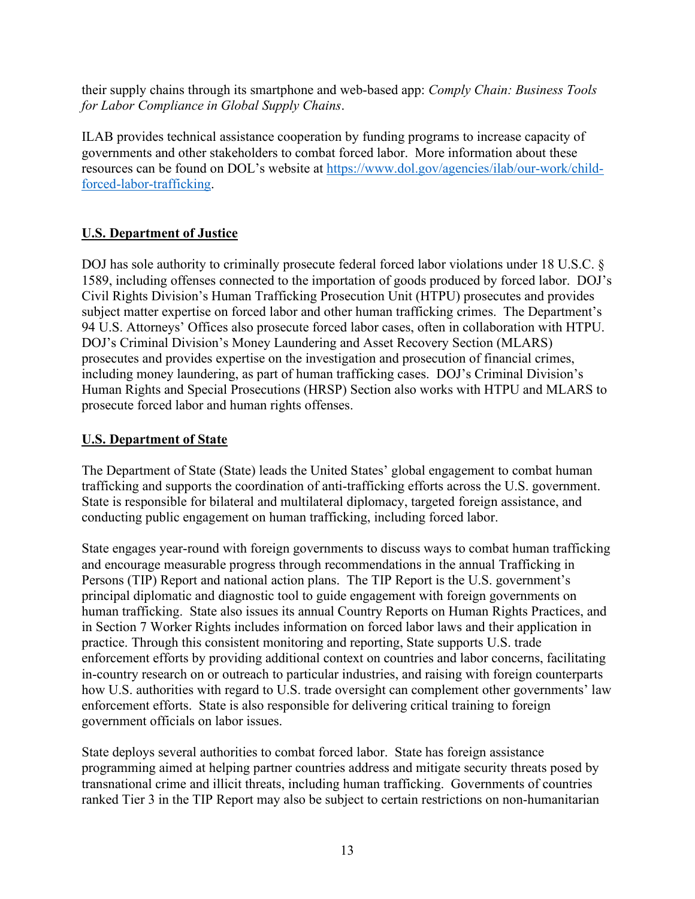their supply chains through its smartphone and web-based app: *Comply Chain: Business Tools for Labor Compliance in Global Supply Chains*.

ILAB provides technical assistance cooperation by funding programs to increase capacity of governments and other stakeholders to combat forced labor. More information about these resources can be found on DOL's website at [https://www.dol.gov/agencies/ilab/our-work/child-forced-labor-trafficking](https://www.dol.gov/agencies/ilab/our-work/child-forced-labor-trafficking).

## U.S. Department of Justice

DOJ has sole authority to criminally prosecute federal forced labor violations under 18 U.S.C. § 1589, including offenses connected to the importation of goods produced by forced labor. DOJ's Civil Rights Division's Human Trafficking Prosecution Unit (HTPU) prosecutes and provides subject matter expertise on forced labor and other human trafficking crimes. The Department's 94 U.S. Attorneys' Offices also prosecute forced labor cases, often in collaboration with HTPU. DOJ's Criminal Division's Money Laundering and Asset Recovery Section (MLARS) prosecutes and provides expertise on the investigation and prosecution of financial crimes, including money laundering, as part of human trafficking cases. DOJ's Criminal Division's Human Rights and Special Prosecutions (HRSP) Section also works with HTPU and MLARS to prosecute forced labor and human rights offenses.

## U.S. Department of State

The Department of State (State) leads the United States' global engagement to combat human trafficking and supports the coordination of anti-trafficking efforts across the U.S. government. State is responsible for bilateral and multilateral diplomacy, targeted foreign assistance, and conducting public engagement on human trafficking, including forced labor.

State engages year-round with foreign governments to discuss ways to combat human trafficking and encourage measurable progress through recommendations in the annual Trafficking in Persons (TIP) Report and national action plans. The TIP Report is the U.S. government's principal diplomatic and diagnostic tool to guide engagement with foreign governments on human trafficking. State also issues its annual Country Reports on Human Rights Practices, and in Section 7 Worker Rights includes information on forced labor laws and their application in practice. Through this consistent monitoring and reporting, State supports U.S. trade enforcement efforts by providing additional context on countries and labor concerns, facilitating in-country research on or outreach to particular industries, and raising with foreign counterparts how U.S. authorities with regard to U.S. trade oversight can complement other governments' law enforcement efforts. State is also responsible for delivering critical training to foreign government officials on labor issues.

State deploys several authorities to combat forced labor. State has foreign assistance programming aimed at helping partner countries address and mitigate security threats posed by transnational crime and illicit threats, including human trafficking. Governments of countries ranked Tier 3 in the TIP Report may also be subject to certain restrictions on non-humanitarian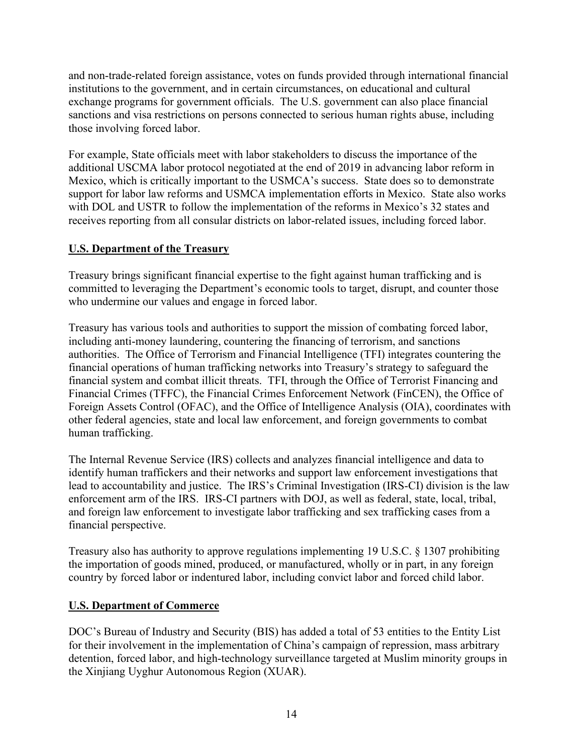and non-trade-related foreign assistance, votes on funds provided through international financial institutions to the government, and in certain circumstances, on educational and cultural exchange programs for government officials. The U.S. government can also place financial sanctions and visa restrictions on persons connected to serious human rights abuse, including those involving forced labor.

For example, State officials meet with labor stakeholders to discuss the importance of the additional USCMA labor protocol negotiated at the end of 2019 in advancing labor reform in Mexico, which is critically important to the USMCA's success. State does so to demonstrate support for labor law reforms and USMCA implementation efforts in Mexico. State also works with DOL and USTR to follow the implementation of the reforms in Mexico's 32 states and receives reporting from all consular districts on labor-related issues, including forced labor.

## U.S. Department of the Treasury

Treasury brings significant financial expertise to the fight against human trafficking and is committed to leveraging the Department's economic tools to target, disrupt, and counter those who undermine our values and engage in forced labor.

Treasury has various tools and authorities to support the mission of combating forced labor, including anti-money laundering, countering the financing of terrorism, and sanctions authorities. The Office of Terrorism and Financial Intelligence (TFI) integrates countering the financial operations of human trafficking networks into Treasury's strategy to safeguard the financial system and combat illicit threats. TFI, through the Office of Terrorist Financing and Financial Crimes (TFFC), the Financial Crimes Enforcement Network (FinCEN), the Office of Foreign Assets Control (OFAC), and the Office of Intelligence Analysis (OIA), coordinates with other federal agencies, state and local law enforcement, and foreign governments to combat human trafficking.

The Internal Revenue Service (IRS) collects and analyzes financial intelligence and data to identify human traffickers and their networks and support law enforcement investigations that lead to accountability and justice. The IRS's Criminal Investigation (IRS-CI) division is the law enforcement arm of the IRS. IRS-CI partners with DOJ, as well as federal, state, local, tribal, and foreign law enforcement to investigate labor trafficking and sex trafficking cases from a financial perspective.

Treasury also has authority to approve regulations implementing 19 U.S.C. § 1307 prohibiting the importation of goods mined, produced, or manufactured, wholly or in part, in any foreign country by forced labor or indentured labor, including convict labor and forced child labor.

## U.S. Department of Commerce

DOC's Bureau of Industry and Security (BIS) has added a total of 53 entities to the Entity List for their involvement in the implementation of China's campaign of repression, mass arbitrary detention, forced labor, and high-technology surveillance targeted at Muslim minority groups in the Xinjiang Uyghur Autonomous Region (XUAR).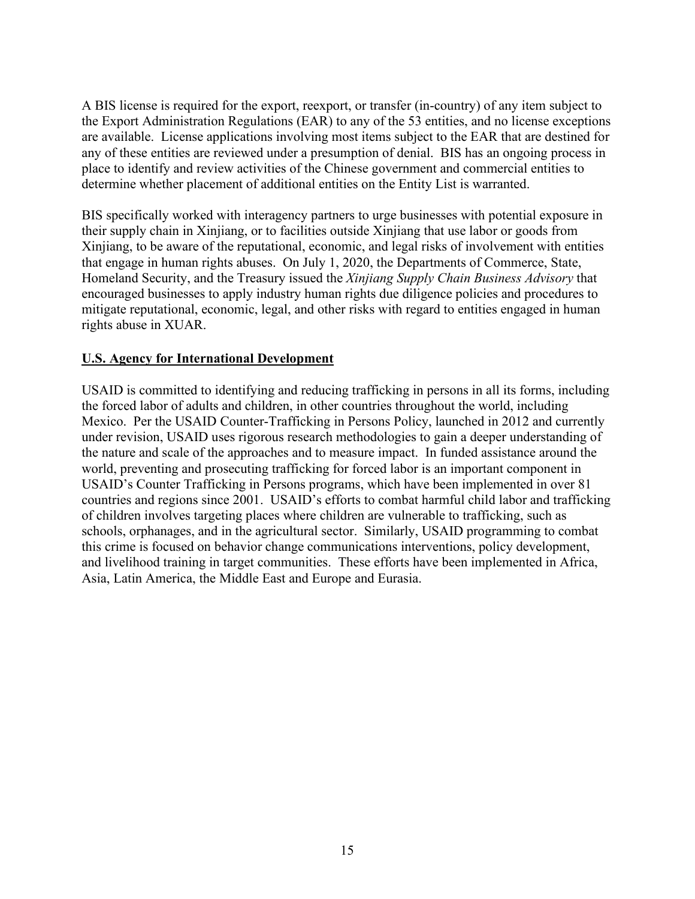A BIS license is required for the export, reexport, or transfer (in-country) of any item subject to the Export Administration Regulations (EAR) to any of the 53 entities, and no license exceptions are available. License applications involving most items subject to the EAR that are destined for any of these entities are reviewed under a presumption of denial. BIS has an ongoing process in place to identify and review activities of the Chinese government and commercial entities to determine whether placement of additional entities on the Entity List is warranted.

BIS specifically worked with interagency partners to urge businesses with potential exposure in their supply chain in Xinjiang, or to facilities outside Xinjiang that use labor or goods from Xinjiang, to be aware of the reputational, economic, and legal risks of involvement with entities that engage in human rights abuses. On July 1, 2020, the Departments of Commerce, State, Homeland Security, and the Treasury issued the *Xinjiang Supply Chain Business Advisory* that encouraged businesses to apply industry human rights due diligence policies and procedures to mitigate reputational, economic, legal, and other risks with regard to entities engaged in human rights abuse in XUAR.

## U.S. Agency for International Development

USAID is committed to identifying and reducing trafficking in persons in all its forms, including the forced labor of adults and children, in other countries throughout the world, including Mexico. Per the USAID Counter-Trafficking in Persons Policy, launched in 2012 and currently under revision, USAID uses rigorous research methodologies to gain a deeper understanding of the nature and scale of the approaches and to measure impact. In funded assistance around the world, preventing and prosecuting trafficking for forced labor is an important component in USAID's Counter Trafficking in Persons programs, which have been implemented in over 81 countries and regions since 2001. USAID's efforts to combat harmful child labor and trafficking of children involves targeting places where children are vulnerable to trafficking, such as schools, orphanages, and in the agricultural sector. Similarly, USAID programming to combat this crime is focused on behavior change communications interventions, policy development, and livelihood training in target communities. These efforts have been implemented in Africa, Asia, Latin America, the Middle East and Europe and Eurasia.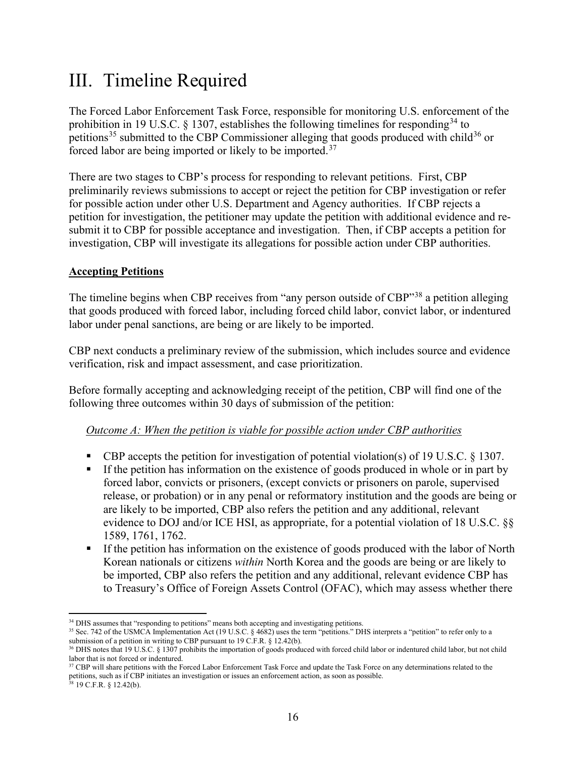# III. Timeline Required

The Forced Labor Enforcement Task Force, responsible for monitoring U.S. enforcement of the prohibition in 19 U.S.C. § 1307, establishes the following timelines for responding[34] to petitions[35] submitted to the CBP Commissioner alleging that goods produced with child[36] or forced labor are being imported or likely to be imported.[37]

There are two stages to CBP's process for responding to relevant petitions. First, CBP preliminarily reviews submissions to accept or reject the petition for CBP investigation or refer for possible action under other U.S. Department and Agency authorities. If CBP rejects a petition for investigation, the petitioner may update the petition with additional evidence and re-submit it to CBP for possible acceptance and investigation. Then, if CBP accepts a petition for investigation, CBP will investigate its allegations for possible action under CBP authorities.

**<u>Accepting Petitions</u>**

The timeline begins when CBP receives from "any person outside of CBP"[38] a petition alleging that goods produced with forced labor, including forced child labor, convict labor, or indentured labor under penal sanctions, are being or are likely to be imported.

CBP next conducts a preliminary review of the submission, which includes source and evidence verification, risk and impact assessment, and case prioritization.

Before formally accepting and acknowledging receipt of the petition, CBP will find one of the following three outcomes within 30 days of submission of the petition:

*<u>Outcome A: When the petition is viable for possible action under CBP authorities</u>*

- CBP accepts the petition for investigation of potential violation(s) of 19 U.S.C. § 1307.
- If the petition has information on the existence of goods produced in whole or in part by forced labor, convicts or prisoners, (except convicts or prisoners on parole, supervised release, or probation) or in any penal or reformatory institution and the goods are being or are likely to be imported, CBP also refers the petition and any additional, relevant evidence to DOJ and/or ICE HSI, as appropriate, for a potential violation of 18 U.S.C. §§ 1589, 1761, 1762.
- If the petition has information on the existence of goods produced with the labor of North Korean nationals or citizens *within* North Korea and the goods are being or are likely to be imported, CBP also refers the petition and any additional, relevant evidence CBP has to Treasury's Office of Foreign Assets Control (OFAC), which may assess whether there

---

[34] DHS assumes that "responding to petitions" means both accepting and investigating petitions.

[35] Sec. 742 of the USMCA Implementation Act (19 U.S.C. § 4682) uses the term "petitions." DHS interprets a "petition" to refer only to a submission of a petition in writing to CBP pursuant to 19 C.F.R. § 12.42(b).

[36] DHS notes that 19 U.S.C. § 1307 prohibits the importation of goods produced with forced child labor or indentured child labor, but not child labor that is not forced or indentured.

[37] CBP will share petitions with the Forced Labor Enforcement Task Force and update the Task Force on any determinations related to the petitions, such as if CBP initiates an investigation or issues an enforcement action, as soon as possible.

[38] 19 C.F.R. § 12.42(b).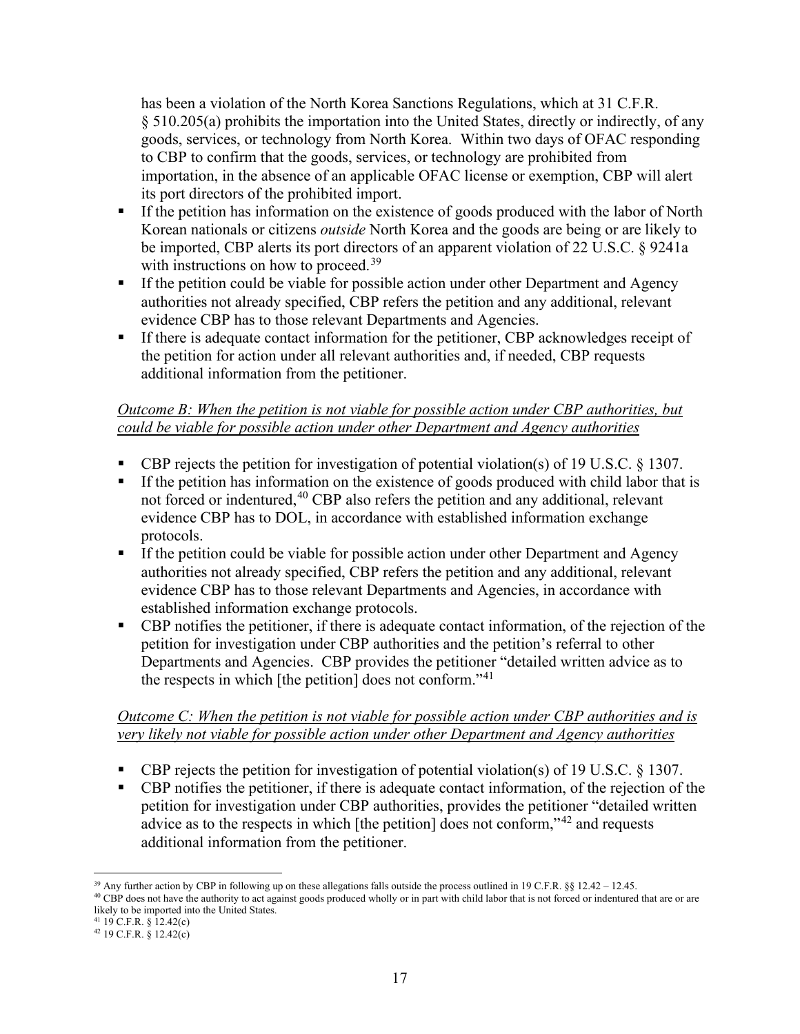has been a violation of the North Korea Sanctions Regulations, which at 31 C.F.R. § 510.205(a) prohibits the importation into the United States, directly or indirectly, of any goods, services, or technology from North Korea. Within two days of OFAC responding to CBP to confirm that the goods, services, or technology are prohibited from importation, in the absence of an applicable OFAC license or exemption, CBP will alert its port directors of the prohibited import.

- If the petition has information on the existence of goods produced with the labor of North Korean nationals or citizens *outside* North Korea and the goods are being or are likely to be imported, CBP alerts its port directors of an apparent violation of 22 U.S.C. § 9241a with instructions on how to proceed.[39]
- If the petition could be viable for possible action under other Department and Agency authorities not already specified, CBP refers the petition and any additional, relevant evidence CBP has to those relevant Departments and Agencies.
- If there is adequate contact information for the petitioner, CBP acknowledges receipt of the petition for action under all relevant authorities and, if needed, CBP requests additional information from the petitioner.

*Outcome B: When the petition is not viable for possible action under CBP authorities, but could be viable for possible action under other Department and Agency authorities*

- CBP rejects the petition for investigation of potential violation(s) of 19 U.S.C. § 1307.
- If the petition has information on the existence of goods produced with child labor that is not forced or indentured,[40] CBP also refers the petition and any additional, relevant evidence CBP has to DOL, in accordance with established information exchange protocols.
- If the petition could be viable for possible action under other Department and Agency authorities not already specified, CBP refers the petition and any additional, relevant evidence CBP has to those relevant Departments and Agencies, in accordance with established information exchange protocols.
- CBP notifies the petitioner, if there is adequate contact information, of the rejection of the petition for investigation under CBP authorities and the petition's referral to other Departments and Agencies. CBP provides the petitioner "detailed written advice as to the respects in which [the petition] does not conform."[41]

*Outcome C: When the petition is not viable for possible action under CBP authorities and is very likely not viable for possible action under other Department and Agency authorities*

- CBP rejects the petition for investigation of potential violation(s) of 19 U.S.C. § 1307.
- CBP notifies the petitioner, if there is adequate contact information, of the rejection of the petition for investigation under CBP authorities, provides the petitioner "detailed written advice as to the respects in which [the petition] does not conform,"[42] and requests additional information from the petitioner.

---

[39] Any further action by CBP in following up on these allegations falls outside the process outlined in 19 C.F.R. §§ 12.42 – 12.45.

[40] CBP does not have the authority to act against goods produced wholly or in part with child labor that is not forced or indentured that are or are likely to be imported into the United States.

[41] 19 C.F.R. § 12.42(c)

[42] 19 C.F.R. § 12.42(c)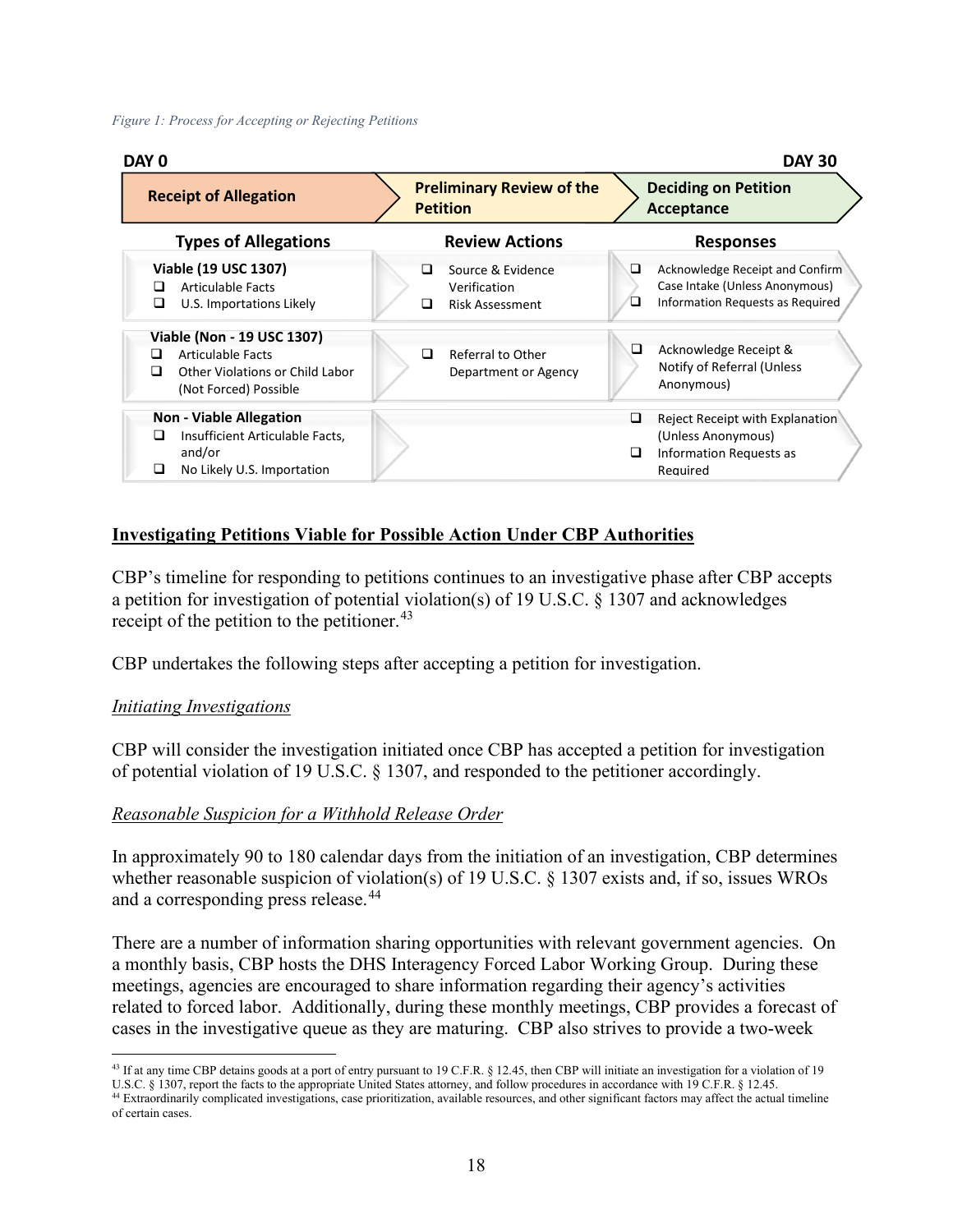*Figure 1: Process for Accepting or Rejecting Petitions*

| DAY 0 | | DAY 30 |
|---|---|---|
| **Receipt of Allegation** | **Preliminary Review of the Petition** | **Deciding on Petition Acceptance** |
| **Types of Allegations** | **Review Actions** | **Responses** |
| **Viable (19 USC 1307)**<br>❑ Articulable Facts<br>❑ U.S. Importations Likely | ❑ Source & Evidence Verification<br>❑ Risk Assessment | ❑ Acknowledge Receipt and Confirm Case Intake (Unless Anonymous)<br>❑ Information Requests as Required |
| **Viable (Non - 19 USC 1307)**<br>❑ Articulable Facts<br>❑ Other Violations or Child Labor (Not Forced) Possible | ❑ Referral to Other Department or Agency | ❑ Acknowledge Receipt & Notify of Referral (Unless Anonymous) |
| **Non - Viable Allegation**<br>❑ Insufficient Articulable Facts, and/or<br>❑ No Likely U.S. Importation | | ❑ Reject Receipt with Explanation (Unless Anonymous)<br>❑ Information Requests as Required |

## Investigating Petitions Viable for Possible Action Under CBP Authorities

CBP's timeline for responding to petitions continues to an investigative phase after CBP accepts a petition for investigation of potential violation(s) of 19 U.S.C. § 1307 and acknowledges receipt of the petition to the petitioner.[43]

CBP undertakes the following steps after accepting a petition for investigation.

### *Initiating Investigations*

CBP will consider the investigation initiated once CBP has accepted a petition for investigation of potential violation of 19 U.S.C. § 1307, and responded to the petitioner accordingly.

### *Reasonable Suspicion for a Withhold Release Order*

In approximately 90 to 180 calendar days from the initiation of an investigation, CBP determines whether reasonable suspicion of violation(s) of 19 U.S.C. § 1307 exists and, if so, issues WROs and a corresponding press release.[44]

There are a number of information sharing opportunities with relevant government agencies. On a monthly basis, CBP hosts the DHS Interagency Forced Labor Working Group. During these meetings, agencies are encouraged to share information regarding their agency's activities related to forced labor. Additionally, during these monthly meetings, CBP provides a forecast of cases in the investigative queue as they are maturing. CBP also strives to provide a two-week

[43] If at any time CBP detains goods at a port of entry pursuant to 19 C.F.R. § 12.45, then CBP will initiate an investigation for a violation of 19 U.S.C. § 1307, report the facts to the appropriate United States attorney, and follow procedures in accordance with 19 C.F.R. § 12.45.

[44] Extraordinarily complicated investigations, case prioritization, available resources, and other significant factors may affect the actual timeline of certain cases.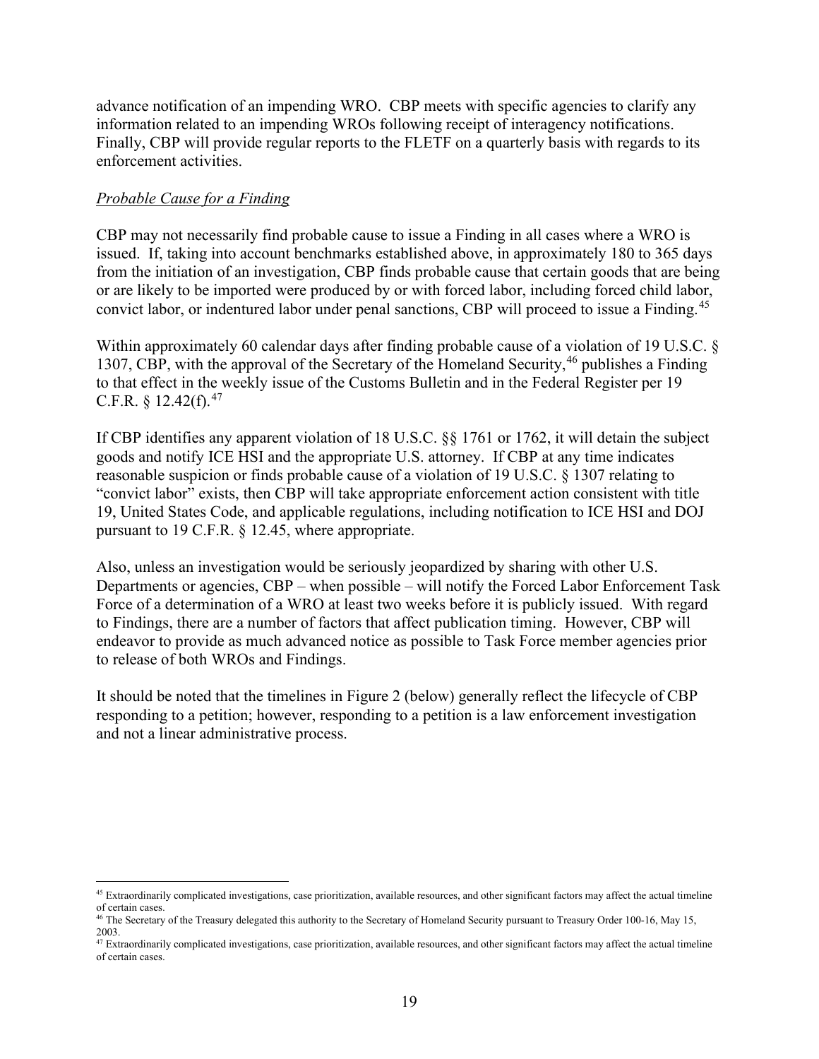advance notification of an impending WRO. CBP meets with specific agencies to clarify any information related to an impending WROs following receipt of interagency notifications. Finally, CBP will provide regular reports to the FLETF on a quarterly basis with regards to its enforcement activities.

*Probable Cause for a Finding*

CBP may not necessarily find probable cause to issue a Finding in all cases where a WRO is issued. If, taking into account benchmarks established above, in approximately 180 to 365 days from the initiation of an investigation, CBP finds probable cause that certain goods that are being or are likely to be imported were produced by or with forced labor, including forced child labor, convict labor, or indentured labor under penal sanctions, CBP will proceed to issue a Finding.[45]

Within approximately 60 calendar days after finding probable cause of a violation of 19 U.S.C. § 1307, CBP, with the approval of the Secretary of the Homeland Security,[46] publishes a Finding to that effect in the weekly issue of the Customs Bulletin and in the Federal Register per 19 C.F.R. § 12.42(f).[47]

If CBP identifies any apparent violation of 18 U.S.C. §§ 1761 or 1762, it will detain the subject goods and notify ICE HSI and the appropriate U.S. attorney. If CBP at any time indicates reasonable suspicion or finds probable cause of a violation of 19 U.S.C. § 1307 relating to "convict labor" exists, then CBP will take appropriate enforcement action consistent with title 19, United States Code, and applicable regulations, including notification to ICE HSI and DOJ pursuant to 19 C.F.R. § 12.45, where appropriate.

Also, unless an investigation would be seriously jeopardized by sharing with other U.S. Departments or agencies, CBP – when possible – will notify the Forced Labor Enforcement Task Force of a determination of a WRO at least two weeks before it is publicly issued. With regard to Findings, there are a number of factors that affect publication timing. However, CBP will endeavor to provide as much advanced notice as possible to Task Force member agencies prior to release of both WROs and Findings.

It should be noted that the timelines in Figure 2 (below) generally reflect the lifecycle of CBP responding to a petition; however, responding to a petition is a law enforcement investigation and not a linear administrative process.

---

[45] Extraordinarily complicated investigations, case prioritization, available resources, and other significant factors may affect the actual timeline of certain cases.

[46] The Secretary of the Treasury delegated this authority to the Secretary of Homeland Security pursuant to Treasury Order 100-16, May 15, 2003.

[47] Extraordinarily complicated investigations, case prioritization, available resources, and other significant factors may affect the actual timeline of certain cases.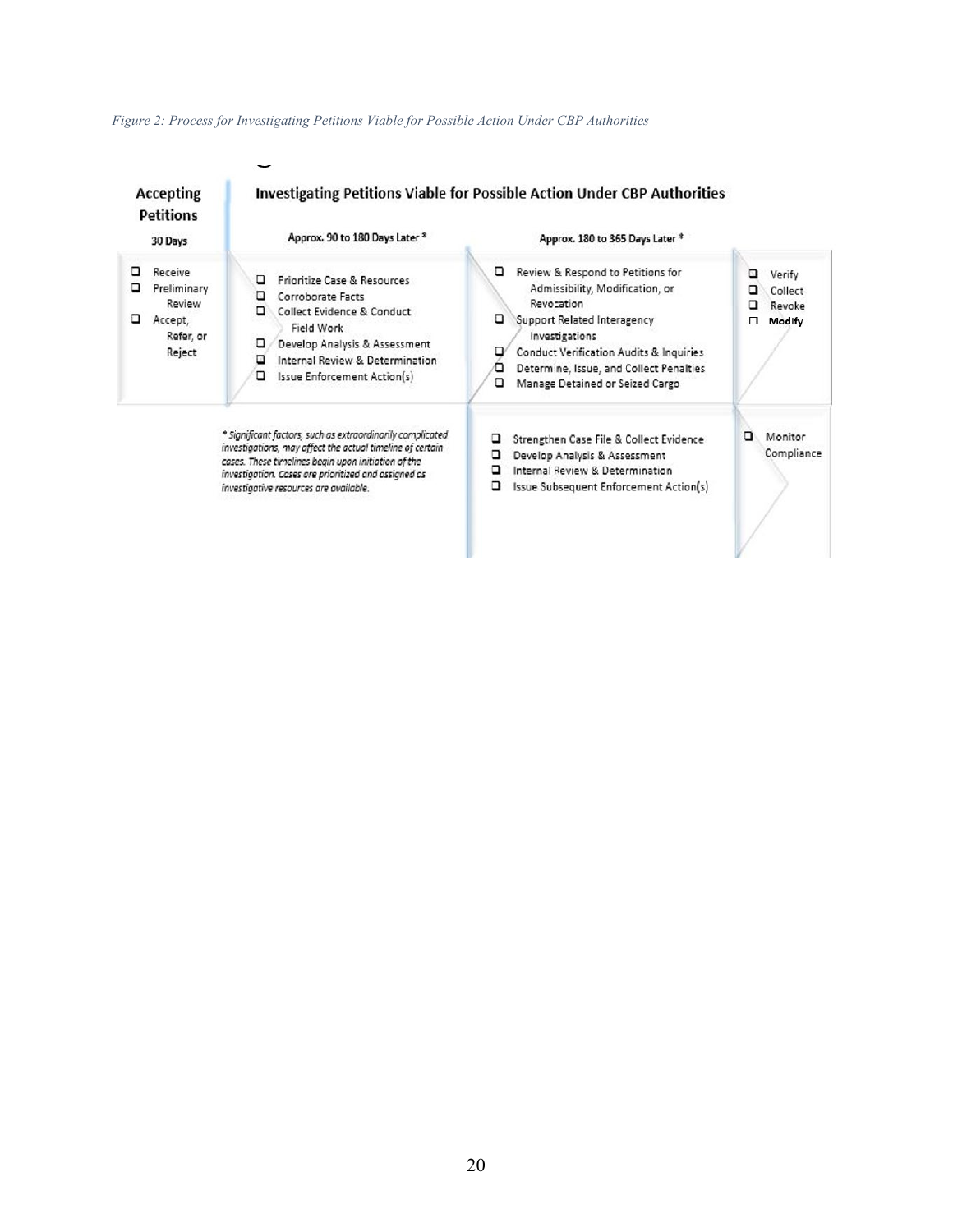*Figure 2: Process for Investigating Petitions Viable for Possible Action Under CBP Authorities*

| Accepting Petitions | Investigating Petitions Viable for Possible Action Under CBP Authorities | | |
|---|---|---|---|
| 30 Days | Approx. 90 to 180 Days Later * | Approx. 180 to 365 Days Later * | |
| ❑ Receive<br>❑ Preliminary Review<br>❑ Accept, Refer, or Reject | ❑ Prioritize Case & Resources<br>❑ Corroborate Facts<br>❑ Collect Evidence & Conduct Field Work<br>❑ Develop Analysis & Assessment<br>❑ Internal Review & Determination<br>❑ Issue Enforcement Action(s) | ❑ Review & Respond to Petitions for Admissibility, Modification, or Revocation<br>❑ Support Related Interagency Investigations<br>❑ Conduct Verification Audits & Inquiries<br>❑ Determine, Issue, and Collect Penalties<br>❑ Manage Detained or Seized Cargo | ❑ Verify<br>❑ Collect<br>❑ Revoke<br>❑ **Modify** |
| | *\* Significant factors, such as extraordinarily complicated investigations, may affect the actual timeline of certain cases. These timelines begin upon initiation of the investigation. Cases are prioritized and assigned as investigative resources are available.* | ❑ Strengthen Case File & Collect Evidence<br>❑ Develop Analysis & Assessment<br>❑ Internal Review & Determination<br>❑ Issue Subsequent Enforcement Action(s) | ❑ Monitor Compliance |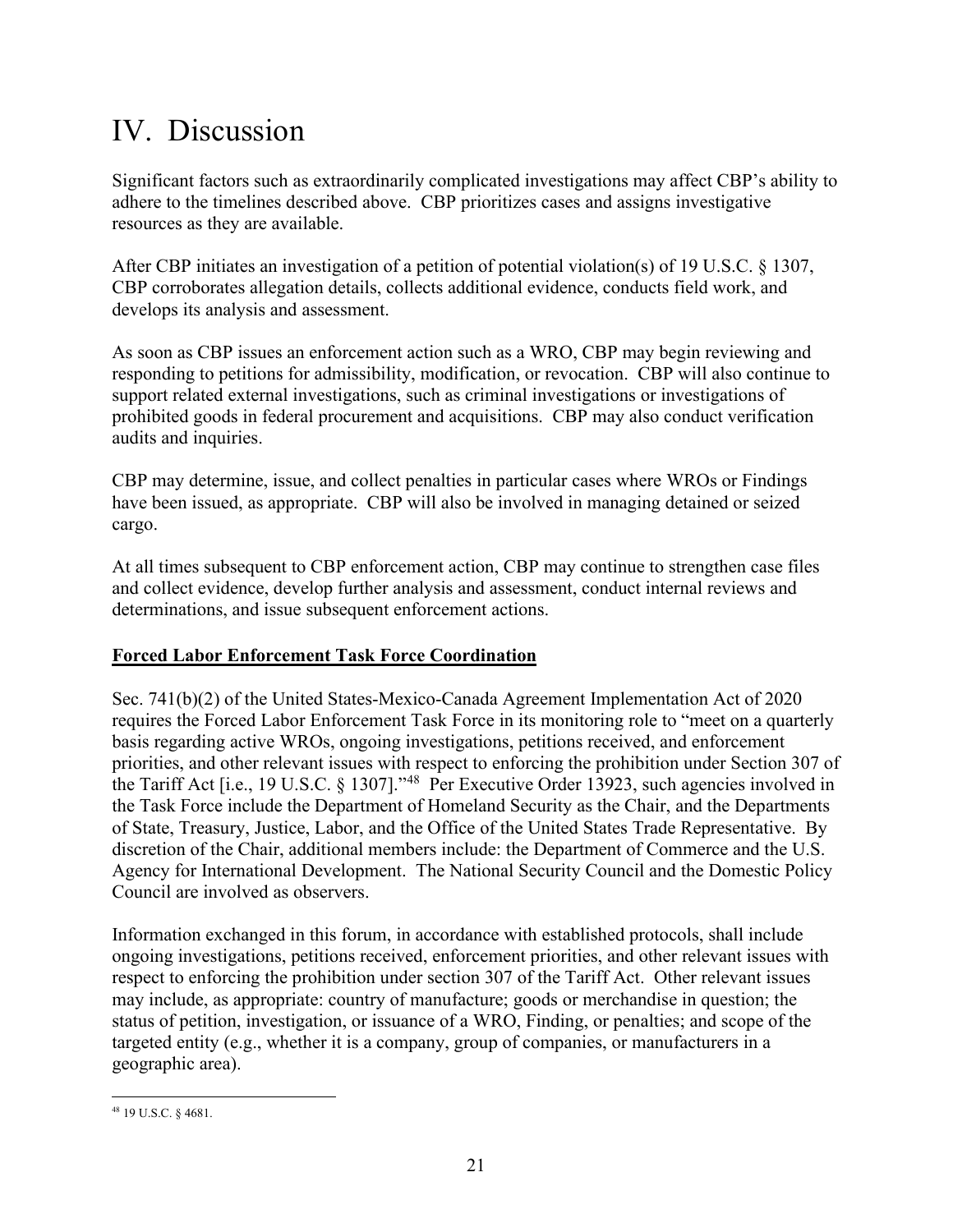# IV. Discussion

Significant factors such as extraordinarily complicated investigations may affect CBP's ability to adhere to the timelines described above. CBP prioritizes cases and assigns investigative resources as they are available.

After CBP initiates an investigation of a petition of potential violation(s) of 19 U.S.C. § 1307, CBP corroborates allegation details, collects additional evidence, conducts field work, and develops its analysis and assessment.

As soon as CBP issues an enforcement action such as a WRO, CBP may begin reviewing and responding to petitions for admissibility, modification, or revocation. CBP will also continue to support related external investigations, such as criminal investigations or investigations of prohibited goods in federal procurement and acquisitions. CBP may also conduct verification audits and inquiries.

CBP may determine, issue, and collect penalties in particular cases where WROs or Findings have been issued, as appropriate. CBP will also be involved in managing detained or seized cargo.

At all times subsequent to CBP enforcement action, CBP may continue to strengthen case files and collect evidence, develop further analysis and assessment, conduct internal reviews and determinations, and issue subsequent enforcement actions.

**Forced Labor Enforcement Task Force Coordination**

Sec. 741(b)(2) of the United States-Mexico-Canada Agreement Implementation Act of 2020 requires the Forced Labor Enforcement Task Force in its monitoring role to "meet on a quarterly basis regarding active WROs, ongoing investigations, petitions received, and enforcement priorities, and other relevant issues with respect to enforcing the prohibition under Section 307 of the Tariff Act [i.e., 19 U.S.C. § 1307]."[48] Per Executive Order 13923, such agencies involved in the Task Force include the Department of Homeland Security as the Chair, and the Departments of State, Treasury, Justice, Labor, and the Office of the United States Trade Representative. By discretion of the Chair, additional members include: the Department of Commerce and the U.S. Agency for International Development. The National Security Council and the Domestic Policy Council are involved as observers.

Information exchanged in this forum, in accordance with established protocols, shall include ongoing investigations, petitions received, enforcement priorities, and other relevant issues with respect to enforcing the prohibition under section 307 of the Tariff Act. Other relevant issues may include, as appropriate: country of manufacture; goods or merchandise in question; the status of petition, investigation, or issuance of a WRO, Finding, or penalties; and scope of the targeted entity (e.g., whether it is a company, group of companies, or manufacturers in a geographic area).

[48] 19 U.S.C. § 4681.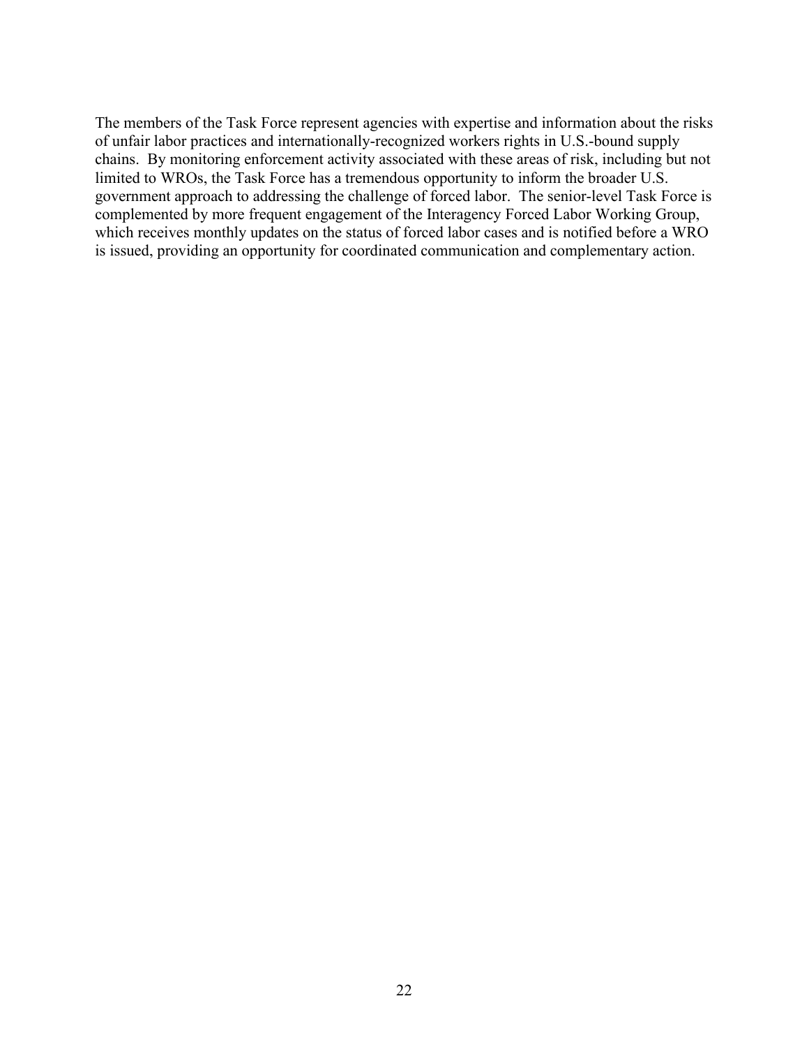The members of the Task Force represent agencies with expertise and information about the risks of unfair labor practices and internationally-recognized workers rights in U.S.-bound supply chains. By monitoring enforcement activity associated with these areas of risk, including but not limited to WROs, the Task Force has a tremendous opportunity to inform the broader U.S. government approach to addressing the challenge of forced labor. The senior-level Task Force is complemented by more frequent engagement of the Interagency Forced Labor Working Group, which receives monthly updates on the status of forced labor cases and is notified before a WRO is issued, providing an opportunity for coordinated communication and complementary action.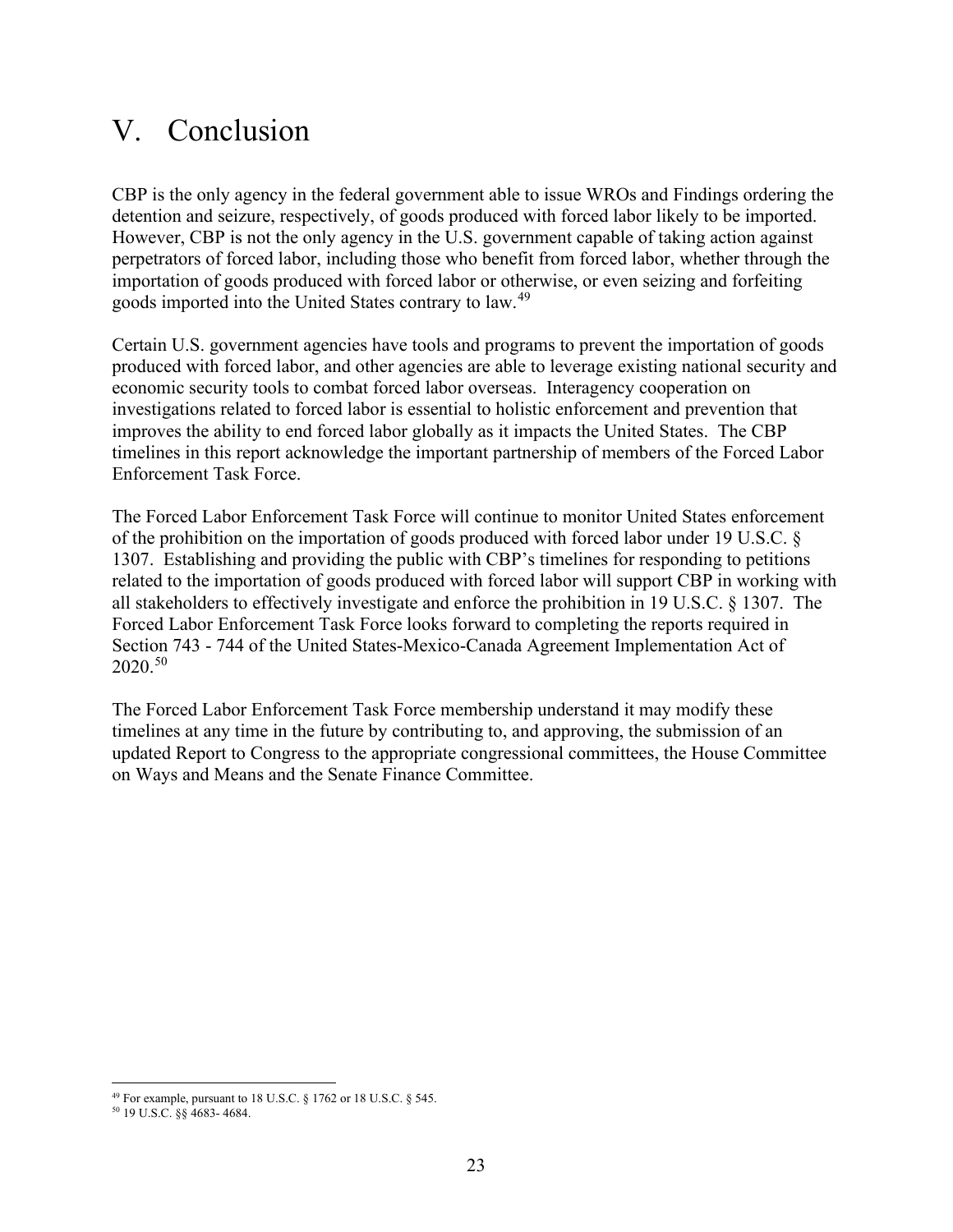# V. Conclusion

CBP is the only agency in the federal government able to issue WROs and Findings ordering the detention and seizure, respectively, of goods produced with forced labor likely to be imported. However, CBP is not the only agency in the U.S. government capable of taking action against perpetrators of forced labor, including those who benefit from forced labor, whether through the importation of goods produced with forced labor or otherwise, or even seizing and forfeiting goods imported into the United States contrary to law.[49]

Certain U.S. government agencies have tools and programs to prevent the importation of goods produced with forced labor, and other agencies are able to leverage existing national security and economic security tools to combat forced labor overseas. Interagency cooperation on investigations related to forced labor is essential to holistic enforcement and prevention that improves the ability to end forced labor globally as it impacts the United States. The CBP timelines in this report acknowledge the important partnership of members of the Forced Labor Enforcement Task Force.

The Forced Labor Enforcement Task Force will continue to monitor United States enforcement of the prohibition on the importation of goods produced with forced labor under 19 U.S.C. § 1307. Establishing and providing the public with CBP's timelines for responding to petitions related to the importation of goods produced with forced labor will support CBP in working with all stakeholders to effectively investigate and enforce the prohibition in 19 U.S.C. § 1307. The Forced Labor Enforcement Task Force looks forward to completing the reports required in Section 743 - 744 of the United States-Mexico-Canada Agreement Implementation Act of 2020.[50]

The Forced Labor Enforcement Task Force membership understand it may modify these timelines at any time in the future by contributing to, and approving, the submission of an updated Report to Congress to the appropriate congressional committees, the House Committee on Ways and Means and the Senate Finance Committee.

---

[49] For example, pursuant to 18 U.S.C. § 1762 or 18 U.S.C. § 545.

[50] 19 U.S.C. §§ 4683- 4684.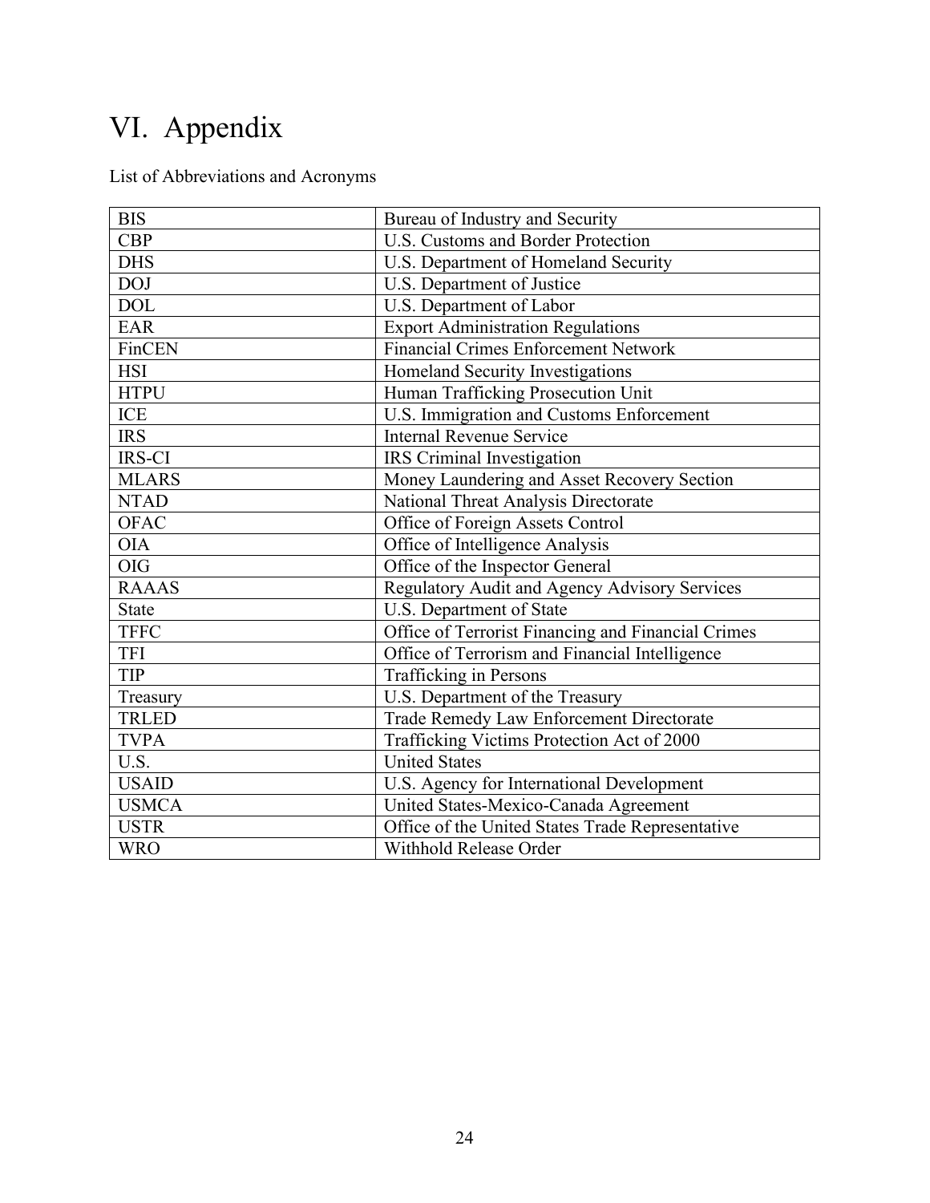# VI. Appendix

List of Abbreviations and Acronyms

| | |
|---|---|
| BIS | Bureau of Industry and Security |
| CBP | U.S. Customs and Border Protection |
| DHS | U.S. Department of Homeland Security |
| DOJ | U.S. Department of Justice |
| DOL | U.S. Department of Labor |
| EAR | Export Administration Regulations |
| FinCEN | Financial Crimes Enforcement Network |
| HSI | Homeland Security Investigations |
| HTPU | Human Trafficking Prosecution Unit |
| ICE | U.S. Immigration and Customs Enforcement |
| IRS | Internal Revenue Service |
| IRS-CI | IRS Criminal Investigation |
| MLARS | Money Laundering and Asset Recovery Section |
| NTAD | National Threat Analysis Directorate |
| OFAC | Office of Foreign Assets Control |
| OIA | Office of Intelligence Analysis |
| OIG | Office of the Inspector General |
| RAAAS | Regulatory Audit and Agency Advisory Services |
| State | U.S. Department of State |
| TFFC | Office of Terrorist Financing and Financial Crimes |
| TFI | Office of Terrorism and Financial Intelligence |
| TIP | Trafficking in Persons |
| Treasury | U.S. Department of the Treasury |
| TRLED | Trade Remedy Law Enforcement Directorate |
| TVPA | Trafficking Victims Protection Act of 2000 |
| U.S. | United States |
| USAID | U.S. Agency for International Development |
| USMCA | United States-Mexico-Canada Agreement |
| USTR | Office of the United States Trade Representative |
| WRO | Withhold Release Order |